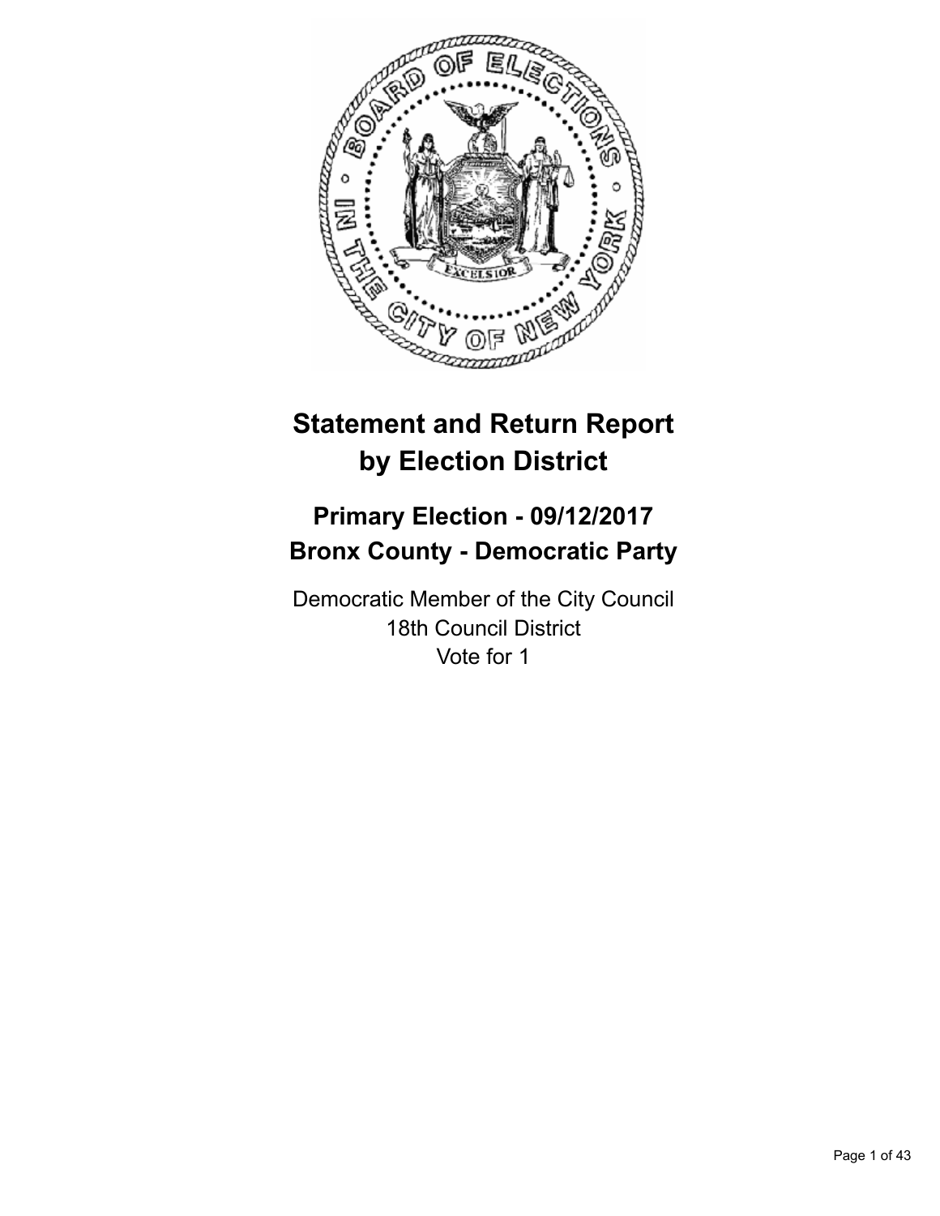# Statement and Return Report by Election District

## Primary Election - 09/12/2017
## Bronx County - Democratic Party

Democratic Member of the City Council
18th Council District
Vote for 1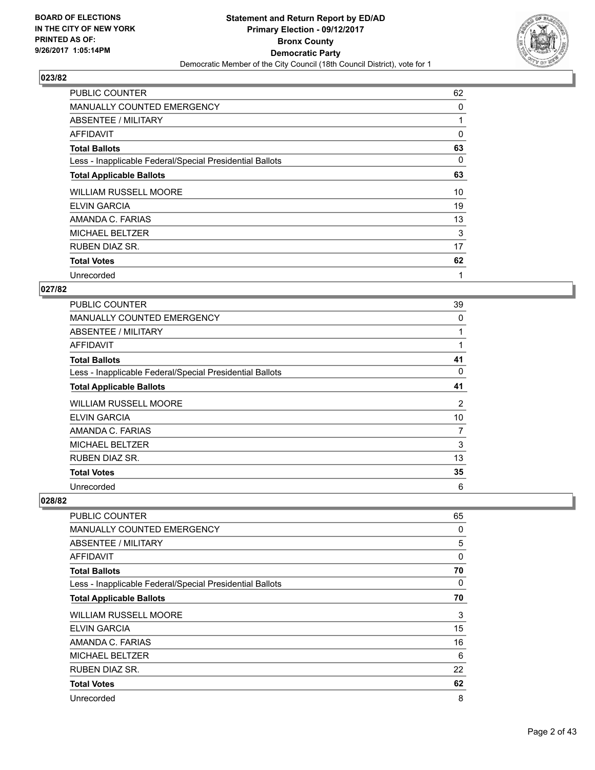**BOARD OF ELECTIONS IN THE CITY OF NEW YORK PRINTED AS OF: 9/26/2017 1:05:14PM**

# Statement and Return Report by ED/AD
## Primary Election - 09/12/2017
## Bronx County
## Democratic Party
### Democratic Member of the City Council (18th Council District), vote for 1

**023/82**

| | |
|---|---|
| PUBLIC COUNTER | 62 |
| MANUALLY COUNTED EMERGENCY | 0 |
| ABSENTEE / MILITARY | 1 |
| AFFIDAVIT | 0 |
| **Total Ballots** | **63** |
| Less - Inapplicable Federal/Special Presidential Ballots | 0 |
| **Total Applicable Ballots** | **63** |
| WILLIAM RUSSELL MOORE | 10 |
| ELVIN GARCIA | 19 |
| AMANDA C. FARIAS | 13 |
| MICHAEL BELTZER | 3 |
| RUBEN DIAZ SR. | 17 |
| **Total Votes** | **62** |
| Unrecorded | 1 |

**027/82**

| | |
|---|---|
| PUBLIC COUNTER | 39 |
| MANUALLY COUNTED EMERGENCY | 0 |
| ABSENTEE / MILITARY | 1 |
| AFFIDAVIT | 1 |
| **Total Ballots** | **41** |
| Less - Inapplicable Federal/Special Presidential Ballots | 0 |
| **Total Applicable Ballots** | **41** |
| WILLIAM RUSSELL MOORE | 2 |
| ELVIN GARCIA | 10 |
| AMANDA C. FARIAS | 7 |
| MICHAEL BELTZER | 3 |
| RUBEN DIAZ SR. | 13 |
| **Total Votes** | **35** |
| Unrecorded | 6 |

**028/82**

| | |
|---|---|
| PUBLIC COUNTER | 65 |
| MANUALLY COUNTED EMERGENCY | 0 |
| ABSENTEE / MILITARY | 5 |
| AFFIDAVIT | 0 |
| **Total Ballots** | **70** |
| Less - Inapplicable Federal/Special Presidential Ballots | 0 |
| **Total Applicable Ballots** | **70** |
| WILLIAM RUSSELL MOORE | 3 |
| ELVIN GARCIA | 15 |
| AMANDA C. FARIAS | 16 |
| MICHAEL BELTZER | 6 |
| RUBEN DIAZ SR. | 22 |
| **Total Votes** | **62** |
| Unrecorded | 8 |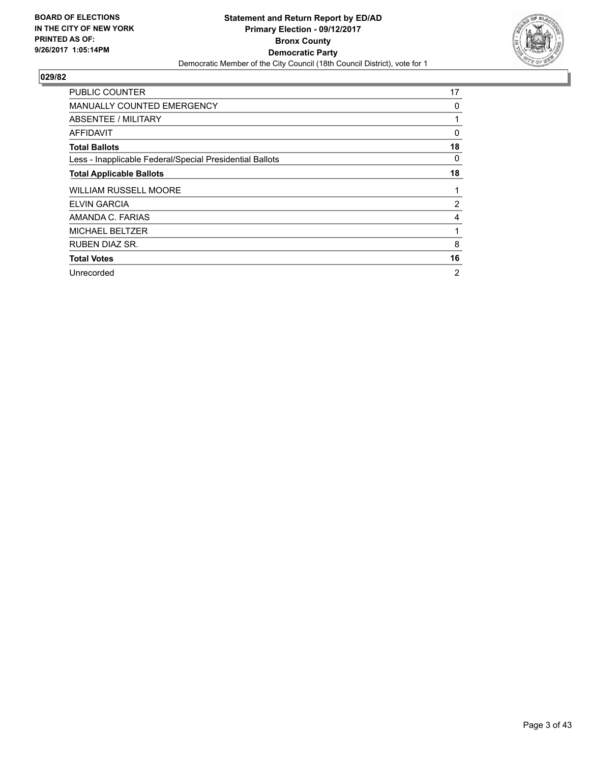**BOARD OF ELECTIONS IN THE CITY OF NEW YORK PRINTED AS OF: 9/26/2017 1:05:14PM**

**Statement and Return Report by ED/AD**
**Primary Election - 09/12/2017**
**Bronx County**
**Democratic Party**
Democratic Member of the City Council (18th Council District), vote for 1

**029/82**

| | |
|---|---|
| PUBLIC COUNTER | 17 |
| MANUALLY COUNTED EMERGENCY | 0 |
| ABSENTEE / MILITARY | 1 |
| AFFIDAVIT | 0 |
| **Total Ballots** | **18** |
| Less - Inapplicable Federal/Special Presidential Ballots | 0 |
| **Total Applicable Ballots** | **18** |
| WILLIAM RUSSELL MOORE | 1 |
| ELVIN GARCIA | 2 |
| AMANDA C. FARIAS | 4 |
| MICHAEL BELTZER | 1 |
| RUBEN DIAZ SR. | 8 |
| **Total Votes** | **16** |
| Unrecorded | 2 |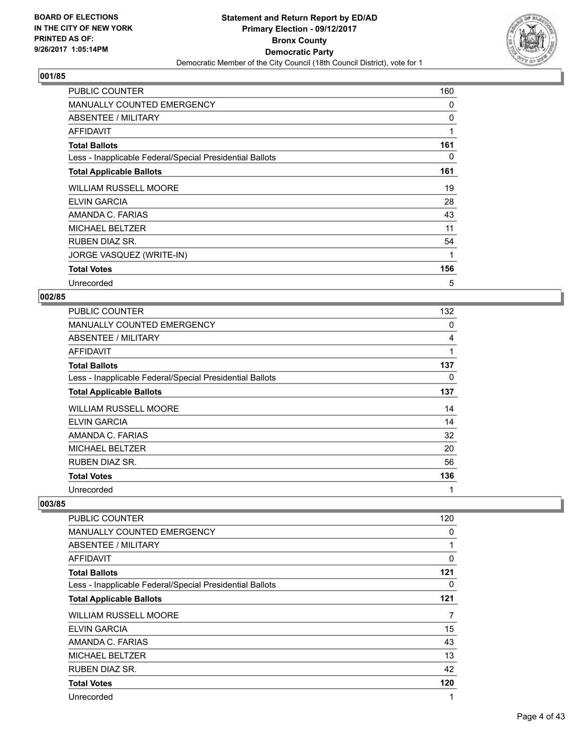**BOARD OF ELECTIONS IN THE CITY OF NEW YORK PRINTED AS OF: 9/26/2017 1:05:14PM**

# Statement and Return Report by ED/AD
## Primary Election - 09/12/2017
## Bronx County
## Democratic Party
### Democratic Member of the City Council (18th Council District), vote for 1

### 001/85

| | |
|---|---|
| PUBLIC COUNTER | 160 |
| MANUALLY COUNTED EMERGENCY | 0 |
| ABSENTEE / MILITARY | 0 |
| AFFIDAVIT | 1 |
| **Total Ballots** | **161** |
| Less - Inapplicable Federal/Special Presidential Ballots | 0 |
| **Total Applicable Ballots** | **161** |
| WILLIAM RUSSELL MOORE | 19 |
| ELVIN GARCIA | 28 |
| AMANDA C. FARIAS | 43 |
| MICHAEL BELTZER | 11 |
| RUBEN DIAZ SR. | 54 |
| JORGE VASQUEZ (WRITE-IN) | 1 |
| **Total Votes** | **156** |
| Unrecorded | 5 |

### 002/85

| | |
|---|---|
| PUBLIC COUNTER | 132 |
| MANUALLY COUNTED EMERGENCY | 0 |
| ABSENTEE / MILITARY | 4 |
| AFFIDAVIT | 1 |
| **Total Ballots** | **137** |
| Less - Inapplicable Federal/Special Presidential Ballots | 0 |
| **Total Applicable Ballots** | **137** |
| WILLIAM RUSSELL MOORE | 14 |
| ELVIN GARCIA | 14 |
| AMANDA C. FARIAS | 32 |
| MICHAEL BELTZER | 20 |
| RUBEN DIAZ SR. | 56 |
| **Total Votes** | **136** |
| Unrecorded | 1 |

### 003/85

| | |
|---|---|
| PUBLIC COUNTER | 120 |
| MANUALLY COUNTED EMERGENCY | 0 |
| ABSENTEE / MILITARY | 1 |
| AFFIDAVIT | 0 |
| **Total Ballots** | **121** |
| Less - Inapplicable Federal/Special Presidential Ballots | 0 |
| **Total Applicable Ballots** | **121** |
| WILLIAM RUSSELL MOORE | 7 |
| ELVIN GARCIA | 15 |
| AMANDA C. FARIAS | 43 |
| MICHAEL BELTZER | 13 |
| RUBEN DIAZ SR. | 42 |
| **Total Votes** | **120** |
| Unrecorded | 1 |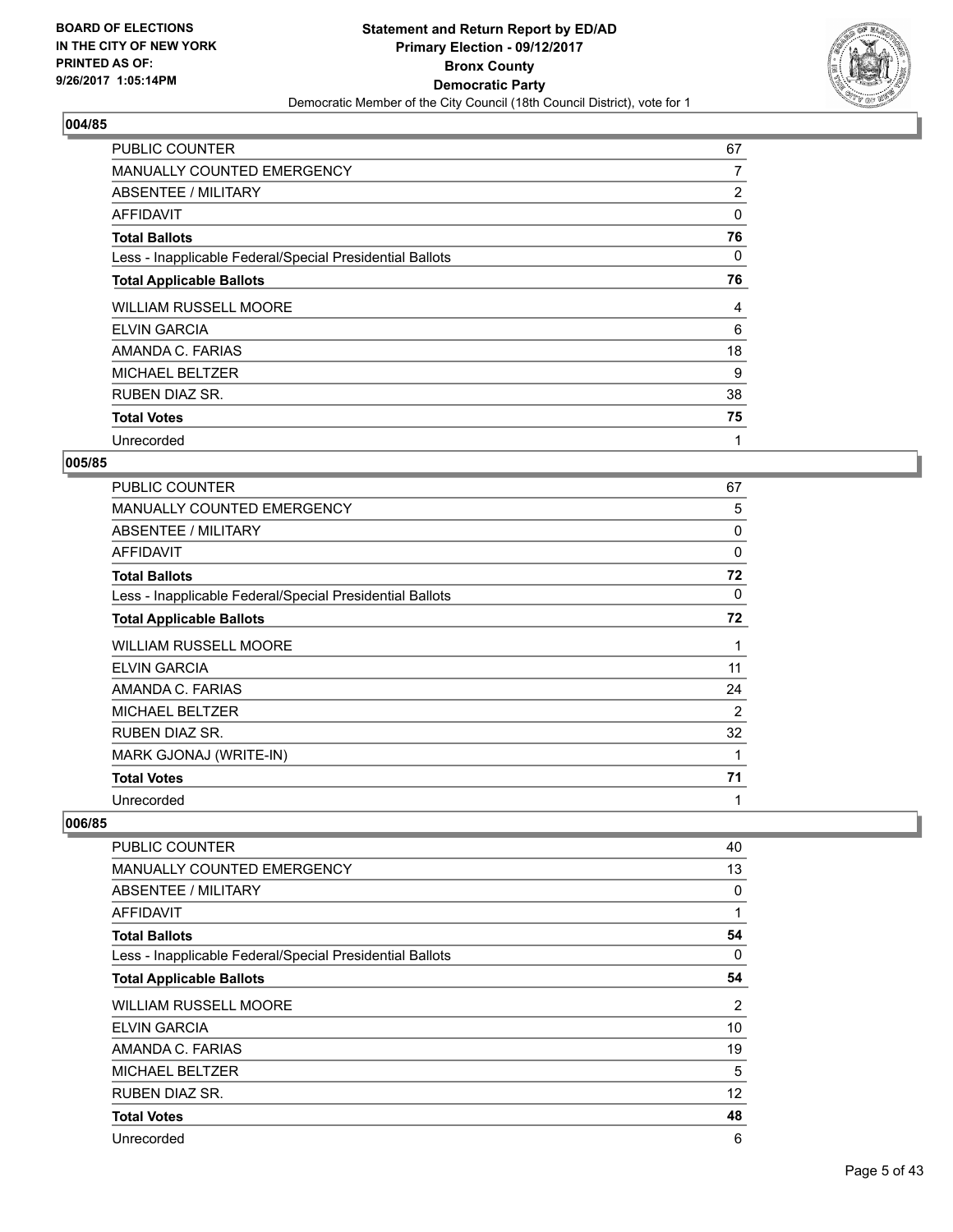BOARD OF ELECTIONS
IN THE CITY OF NEW YORK
PRINTED AS OF:
9/26/2017 1:05:14PM

**Statement and Return Report by ED/AD**
**Primary Election - 09/12/2017**
**Bronx County**
**Democratic Party**
Democratic Member of the City Council (18th Council District), vote for 1

### 004/85

| | |
|---|---|
| PUBLIC COUNTER | 67 |
| MANUALLY COUNTED EMERGENCY | 7 |
| ABSENTEE / MILITARY | 2 |
| AFFIDAVIT | 0 |
| **Total Ballots** | **76** |
| Less - Inapplicable Federal/Special Presidential Ballots | 0 |
| **Total Applicable Ballots** | **76** |
| WILLIAM RUSSELL MOORE | 4 |
| ELVIN GARCIA | 6 |
| AMANDA C. FARIAS | 18 |
| MICHAEL BELTZER | 9 |
| RUBEN DIAZ SR. | 38 |
| **Total Votes** | **75** |
| Unrecorded | 1 |

### 005/85

| | |
|---|---|
| PUBLIC COUNTER | 67 |
| MANUALLY COUNTED EMERGENCY | 5 |
| ABSENTEE / MILITARY | 0 |
| AFFIDAVIT | 0 |
| **Total Ballots** | **72** |
| Less - Inapplicable Federal/Special Presidential Ballots | 0 |
| **Total Applicable Ballots** | **72** |
| WILLIAM RUSSELL MOORE | 1 |
| ELVIN GARCIA | 11 |
| AMANDA C. FARIAS | 24 |
| MICHAEL BELTZER | 2 |
| RUBEN DIAZ SR. | 32 |
| MARK GJONAJ (WRITE-IN) | 1 |
| **Total Votes** | **71** |
| Unrecorded | 1 |

### 006/85

| | |
|---|---|
| PUBLIC COUNTER | 40 |
| MANUALLY COUNTED EMERGENCY | 13 |
| ABSENTEE / MILITARY | 0 |
| AFFIDAVIT | 1 |
| **Total Ballots** | **54** |
| Less - Inapplicable Federal/Special Presidential Ballots | 0 |
| **Total Applicable Ballots** | **54** |
| WILLIAM RUSSELL MOORE | 2 |
| ELVIN GARCIA | 10 |
| AMANDA C. FARIAS | 19 |
| MICHAEL BELTZER | 5 |
| RUBEN DIAZ SR. | 12 |
| **Total Votes** | **48** |
| Unrecorded | 6 |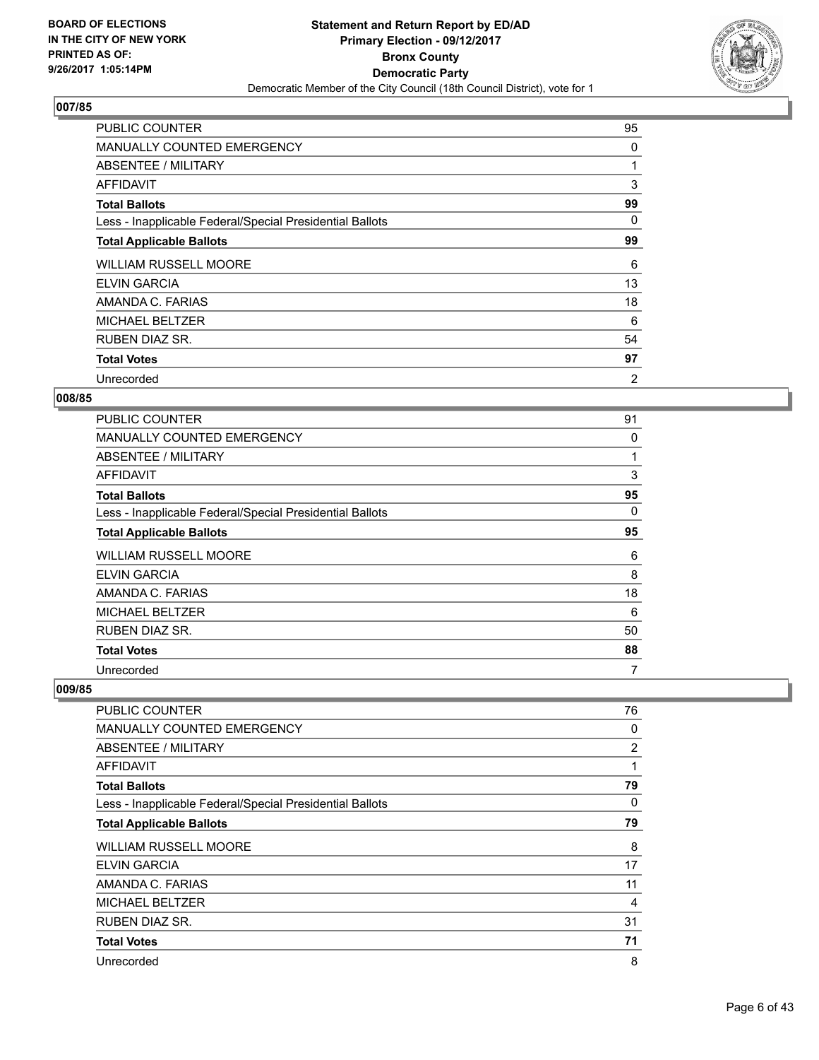### 007/85

| | |
|---|---|
| PUBLIC COUNTER | 95 |
| MANUALLY COUNTED EMERGENCY | 0 |
| ABSENTEE / MILITARY | 1 |
| AFFIDAVIT | 3 |
| **Total Ballots** | **99** |
| Less - Inapplicable Federal/Special Presidential Ballots | 0 |
| **Total Applicable Ballots** | **99** |
| WILLIAM RUSSELL MOORE | 6 |
| ELVIN GARCIA | 13 |
| AMANDA C. FARIAS | 18 |
| MICHAEL BELTZER | 6 |
| RUBEN DIAZ SR. | 54 |
| **Total Votes** | **97** |
| Unrecorded | 2 |

### 008/85

| | |
|---|---|
| PUBLIC COUNTER | 91 |
| MANUALLY COUNTED EMERGENCY | 0 |
| ABSENTEE / MILITARY | 1 |
| AFFIDAVIT | 3 |
| **Total Ballots** | **95** |
| Less - Inapplicable Federal/Special Presidential Ballots | 0 |
| **Total Applicable Ballots** | **95** |
| WILLIAM RUSSELL MOORE | 6 |
| ELVIN GARCIA | 8 |
| AMANDA C. FARIAS | 18 |
| MICHAEL BELTZER | 6 |
| RUBEN DIAZ SR. | 50 |
| **Total Votes** | **88** |
| Unrecorded | 7 |

### 009/85

| | |
|---|---|
| PUBLIC COUNTER | 76 |
| MANUALLY COUNTED EMERGENCY | 0 |
| ABSENTEE / MILITARY | 2 |
| AFFIDAVIT | 1 |
| **Total Ballots** | **79** |
| Less - Inapplicable Federal/Special Presidential Ballots | 0 |
| **Total Applicable Ballots** | **79** |
| WILLIAM RUSSELL MOORE | 8 |
| ELVIN GARCIA | 17 |
| AMANDA C. FARIAS | 11 |
| MICHAEL BELTZER | 4 |
| RUBEN DIAZ SR. | 31 |
| **Total Votes** | **71** |
| Unrecorded | 8 |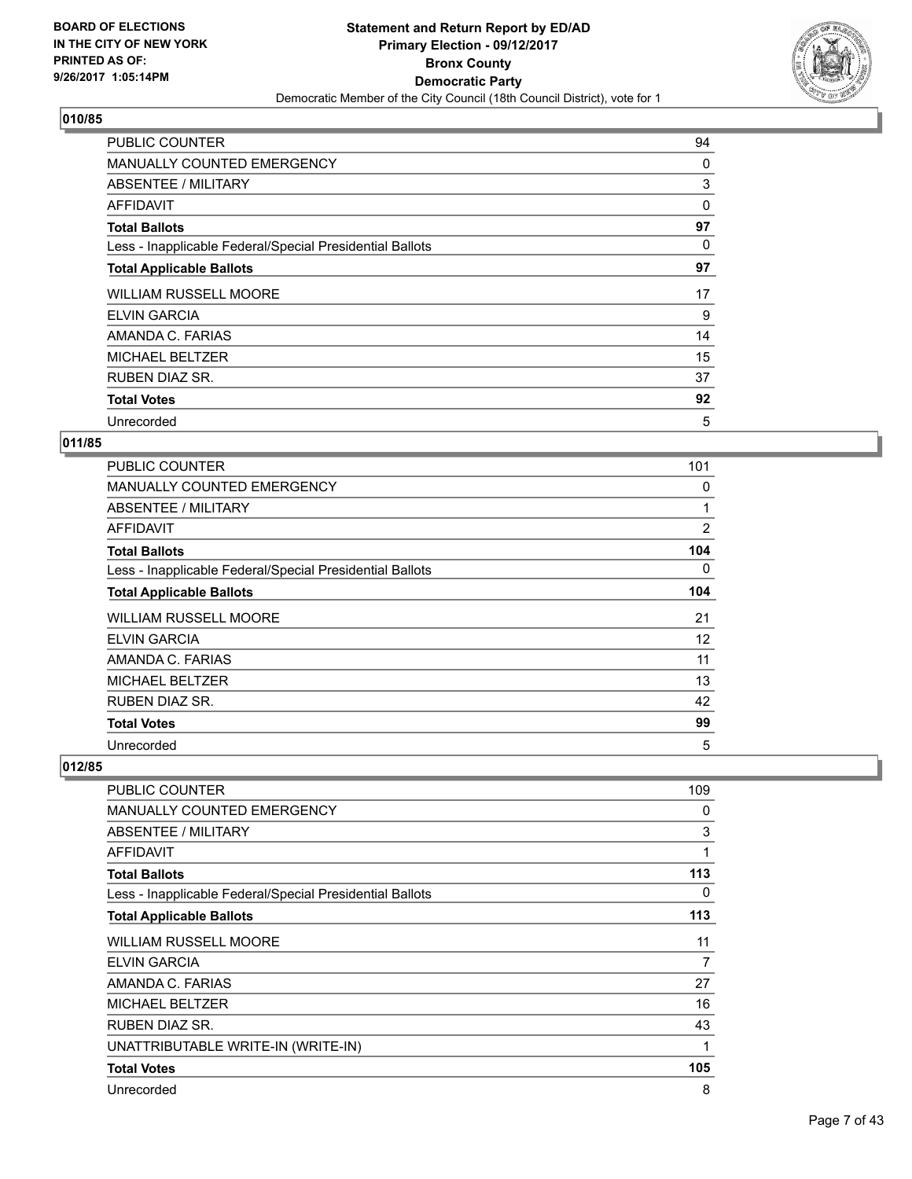**BOARD OF ELECTIONS IN THE CITY OF NEW YORK PRINTED AS OF: 9/26/2017 1:05:14PM**

**Statement and Return Report by ED/AD**
**Primary Election - 09/12/2017**
**Bronx County**
**Democratic Party**
Democratic Member of the City Council (18th Council District), vote for 1

### 010/85

| | |
|---|---|
| PUBLIC COUNTER | 94 |
| MANUALLY COUNTED EMERGENCY | 0 |
| ABSENTEE / MILITARY | 3 |
| AFFIDAVIT | 0 |
| **Total Ballots** | **97** |
| Less - Inapplicable Federal/Special Presidential Ballots | 0 |
| **Total Applicable Ballots** | **97** |
| WILLIAM RUSSELL MOORE | 17 |
| ELVIN GARCIA | 9 |
| AMANDA C. FARIAS | 14 |
| MICHAEL BELTZER | 15 |
| RUBEN DIAZ SR. | 37 |
| **Total Votes** | **92** |
| Unrecorded | 5 |

### 011/85

| | |
|---|---|
| PUBLIC COUNTER | 101 |
| MANUALLY COUNTED EMERGENCY | 0 |
| ABSENTEE / MILITARY | 1 |
| AFFIDAVIT | 2 |
| **Total Ballots** | **104** |
| Less - Inapplicable Federal/Special Presidential Ballots | 0 |
| **Total Applicable Ballots** | **104** |
| WILLIAM RUSSELL MOORE | 21 |
| ELVIN GARCIA | 12 |
| AMANDA C. FARIAS | 11 |
| MICHAEL BELTZER | 13 |
| RUBEN DIAZ SR. | 42 |
| **Total Votes** | **99** |
| Unrecorded | 5 |

### 012/85

| | |
|---|---|
| PUBLIC COUNTER | 109 |
| MANUALLY COUNTED EMERGENCY | 0 |
| ABSENTEE / MILITARY | 3 |
| AFFIDAVIT | 1 |
| **Total Ballots** | **113** |
| Less - Inapplicable Federal/Special Presidential Ballots | 0 |
| **Total Applicable Ballots** | **113** |
| WILLIAM RUSSELL MOORE | 11 |
| ELVIN GARCIA | 7 |
| AMANDA C. FARIAS | 27 |
| MICHAEL BELTZER | 16 |
| RUBEN DIAZ SR. | 43 |
| UNATTRIBUTABLE WRITE-IN (WRITE-IN) | 1 |
| **Total Votes** | **105** |
| Unrecorded | 8 |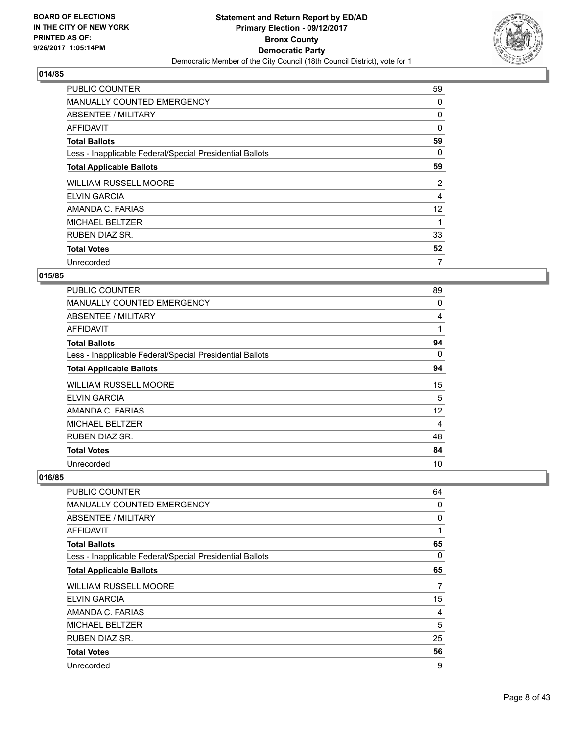## 014/85

| | |
|---|---|
| PUBLIC COUNTER | 59 |
| MANUALLY COUNTED EMERGENCY | 0 |
| ABSENTEE / MILITARY | 0 |
| AFFIDAVIT | 0 |
| **Total Ballots** | **59** |
| Less - Inapplicable Federal/Special Presidential Ballots | 0 |
| **Total Applicable Ballots** | **59** |
| WILLIAM RUSSELL MOORE | 2 |
| ELVIN GARCIA | 4 |
| AMANDA C. FARIAS | 12 |
| MICHAEL BELTZER | 1 |
| RUBEN DIAZ SR. | 33 |
| **Total Votes** | **52** |
| Unrecorded | 7 |

## 015/85

| | |
|---|---|
| PUBLIC COUNTER | 89 |
| MANUALLY COUNTED EMERGENCY | 0 |
| ABSENTEE / MILITARY | 4 |
| AFFIDAVIT | 1 |
| **Total Ballots** | **94** |
| Less - Inapplicable Federal/Special Presidential Ballots | 0 |
| **Total Applicable Ballots** | **94** |
| WILLIAM RUSSELL MOORE | 15 |
| ELVIN GARCIA | 5 |
| AMANDA C. FARIAS | 12 |
| MICHAEL BELTZER | 4 |
| RUBEN DIAZ SR. | 48 |
| **Total Votes** | **84** |
| Unrecorded | 10 |

## 016/85

| | |
|---|---|
| PUBLIC COUNTER | 64 |
| MANUALLY COUNTED EMERGENCY | 0 |
| ABSENTEE / MILITARY | 0 |
| AFFIDAVIT | 1 |
| **Total Ballots** | **65** |
| Less - Inapplicable Federal/Special Presidential Ballots | 0 |
| **Total Applicable Ballots** | **65** |
| WILLIAM RUSSELL MOORE | 7 |
| ELVIN GARCIA | 15 |
| AMANDA C. FARIAS | 4 |
| MICHAEL BELTZER | 5 |
| RUBEN DIAZ SR. | 25 |
| **Total Votes** | **56** |
| Unrecorded | 9 |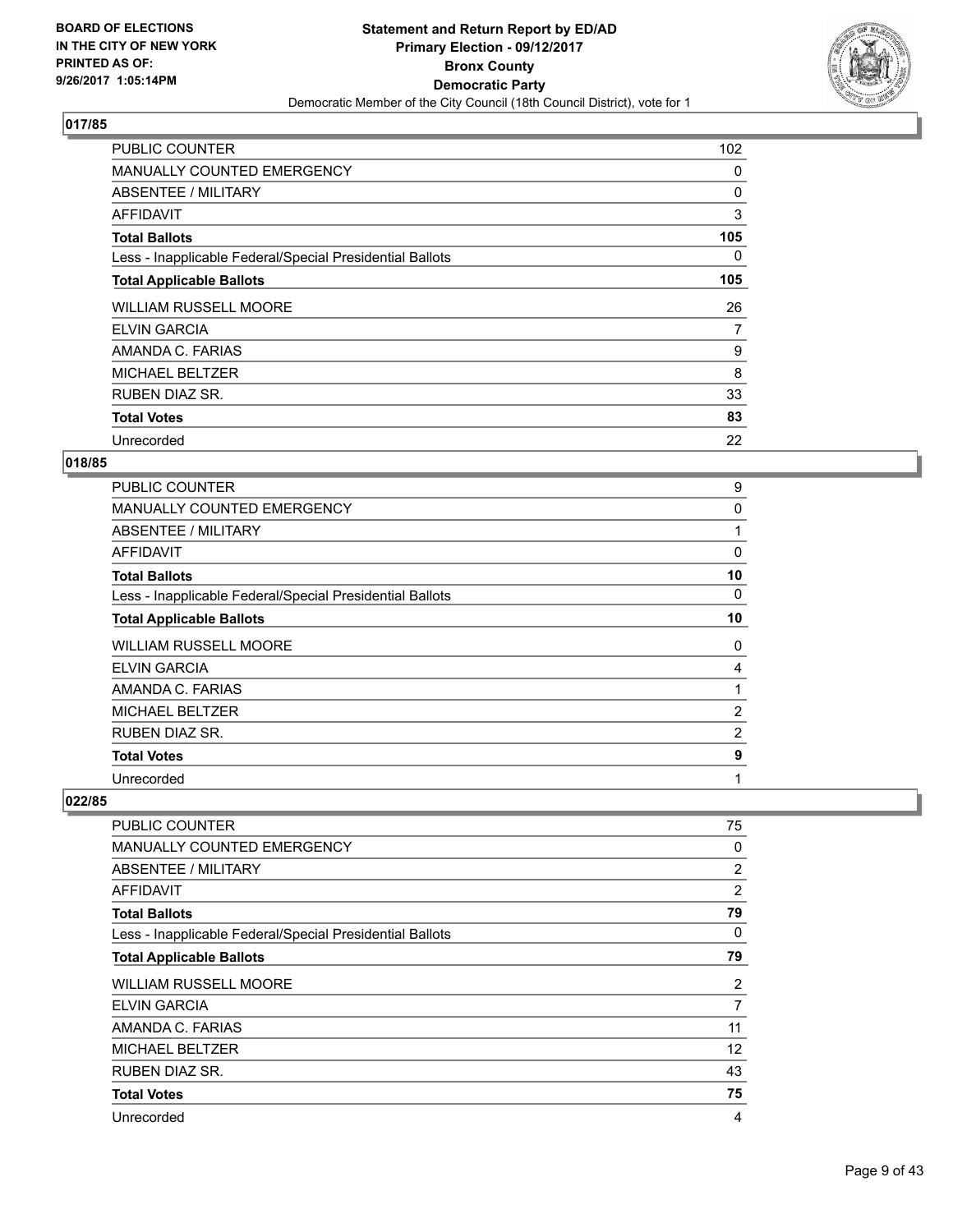**BOARD OF ELECTIONS IN THE CITY OF NEW YORK PRINTED AS OF: 9/26/2017 1:05:14PM**

# Statement and Return Report by ED/AD
## Primary Election - 09/12/2017
## Bronx County
## Democratic Party
### Democratic Member of the City Council (18th Council District), vote for 1

**017/85**

| | |
|---|---|
| PUBLIC COUNTER | 102 |
| MANUALLY COUNTED EMERGENCY | 0 |
| ABSENTEE / MILITARY | 0 |
| AFFIDAVIT | 3 |
| **Total Ballots** | **105** |
| Less - Inapplicable Federal/Special Presidential Ballots | 0 |
| **Total Applicable Ballots** | **105** |
| WILLIAM RUSSELL MOORE | 26 |
| ELVIN GARCIA | 7 |
| AMANDA C. FARIAS | 9 |
| MICHAEL BELTZER | 8 |
| RUBEN DIAZ SR. | 33 |
| **Total Votes** | **83** |
| Unrecorded | 22 |

**018/85**

| | |
|---|---|
| PUBLIC COUNTER | 9 |
| MANUALLY COUNTED EMERGENCY | 0 |
| ABSENTEE / MILITARY | 1 |
| AFFIDAVIT | 0 |
| **Total Ballots** | **10** |
| Less - Inapplicable Federal/Special Presidential Ballots | 0 |
| **Total Applicable Ballots** | **10** |
| WILLIAM RUSSELL MOORE | 0 |
| ELVIN GARCIA | 4 |
| AMANDA C. FARIAS | 1 |
| MICHAEL BELTZER | 2 |
| RUBEN DIAZ SR. | 2 |
| **Total Votes** | **9** |
| Unrecorded | 1 |

**022/85**

| | |
|---|---|
| PUBLIC COUNTER | 75 |
| MANUALLY COUNTED EMERGENCY | 0 |
| ABSENTEE / MILITARY | 2 |
| AFFIDAVIT | 2 |
| **Total Ballots** | **79** |
| Less - Inapplicable Federal/Special Presidential Ballots | 0 |
| **Total Applicable Ballots** | **79** |
| WILLIAM RUSSELL MOORE | 2 |
| ELVIN GARCIA | 7 |
| AMANDA C. FARIAS | 11 |
| MICHAEL BELTZER | 12 |
| RUBEN DIAZ SR. | 43 |
| **Total Votes** | **75** |
| Unrecorded | 4 |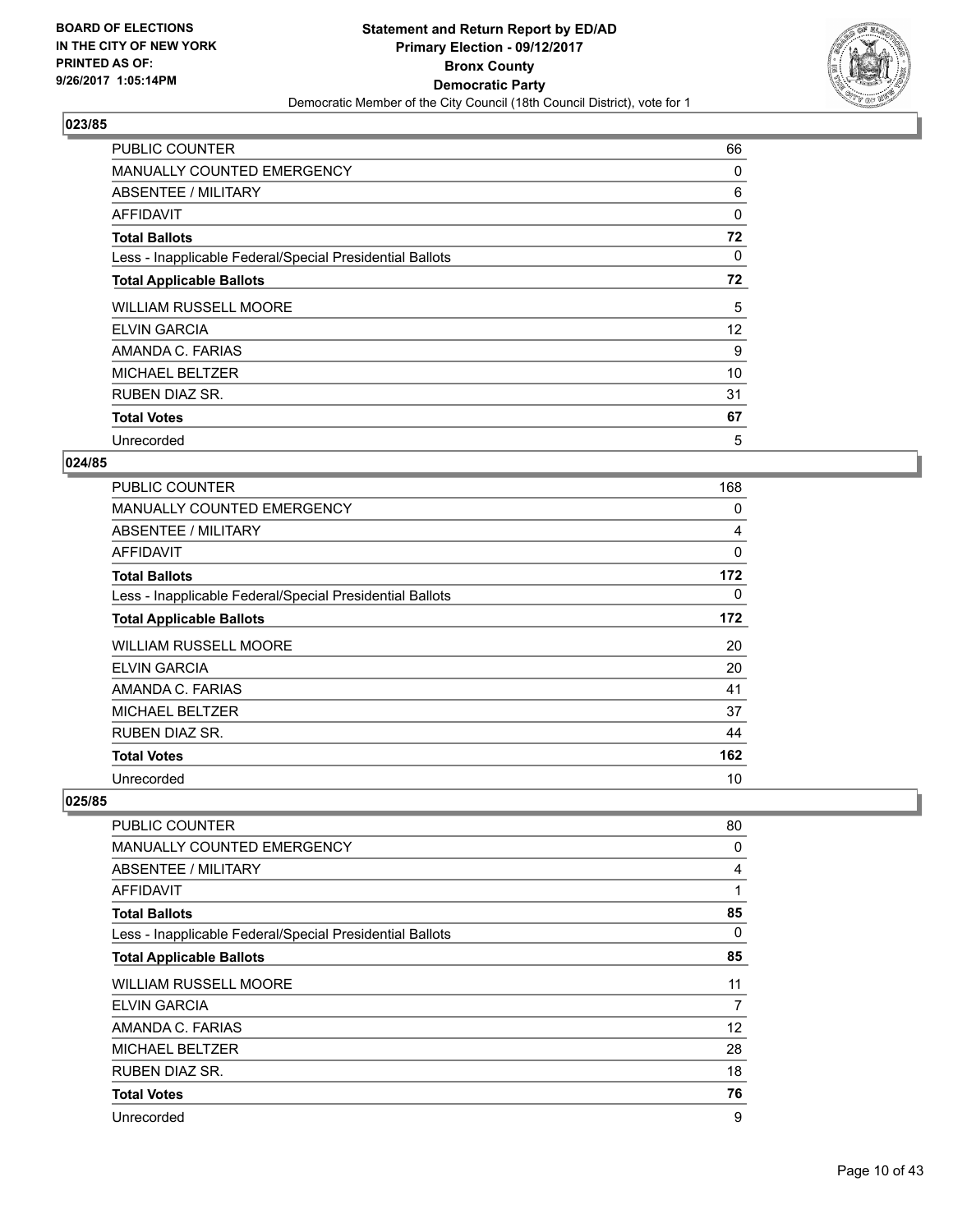BOARD OF ELECTIONS
IN THE CITY OF NEW YORK
PRINTED AS OF:
9/26/2017 1:05:14PM

**Statement and Return Report by ED/AD**
**Primary Election - 09/12/2017**
**Bronx County**
**Democratic Party**
Democratic Member of the City Council (18th Council District), vote for 1

### 023/85

| | |
|---|---|
| PUBLIC COUNTER | 66 |
| MANUALLY COUNTED EMERGENCY | 0 |
| ABSENTEE / MILITARY | 6 |
| AFFIDAVIT | 0 |
| **Total Ballots** | **72** |
| Less - Inapplicable Federal/Special Presidential Ballots | 0 |
| **Total Applicable Ballots** | **72** |
| WILLIAM RUSSELL MOORE | 5 |
| ELVIN GARCIA | 12 |
| AMANDA C. FARIAS | 9 |
| MICHAEL BELTZER | 10 |
| RUBEN DIAZ SR. | 31 |
| **Total Votes** | **67** |
| Unrecorded | 5 |

### 024/85

| | |
|---|---|
| PUBLIC COUNTER | 168 |
| MANUALLY COUNTED EMERGENCY | 0 |
| ABSENTEE / MILITARY | 4 |
| AFFIDAVIT | 0 |
| **Total Ballots** | **172** |
| Less - Inapplicable Federal/Special Presidential Ballots | 0 |
| **Total Applicable Ballots** | **172** |
| WILLIAM RUSSELL MOORE | 20 |
| ELVIN GARCIA | 20 |
| AMANDA C. FARIAS | 41 |
| MICHAEL BELTZER | 37 |
| RUBEN DIAZ SR. | 44 |
| **Total Votes** | **162** |
| Unrecorded | 10 |

### 025/85

| | |
|---|---|
| PUBLIC COUNTER | 80 |
| MANUALLY COUNTED EMERGENCY | 0 |
| ABSENTEE / MILITARY | 4 |
| AFFIDAVIT | 1 |
| **Total Ballots** | **85** |
| Less - Inapplicable Federal/Special Presidential Ballots | 0 |
| **Total Applicable Ballots** | **85** |
| WILLIAM RUSSELL MOORE | 11 |
| ELVIN GARCIA | 7 |
| AMANDA C. FARIAS | 12 |
| MICHAEL BELTZER | 28 |
| RUBEN DIAZ SR. | 18 |
| **Total Votes** | **76** |
| Unrecorded | 9 |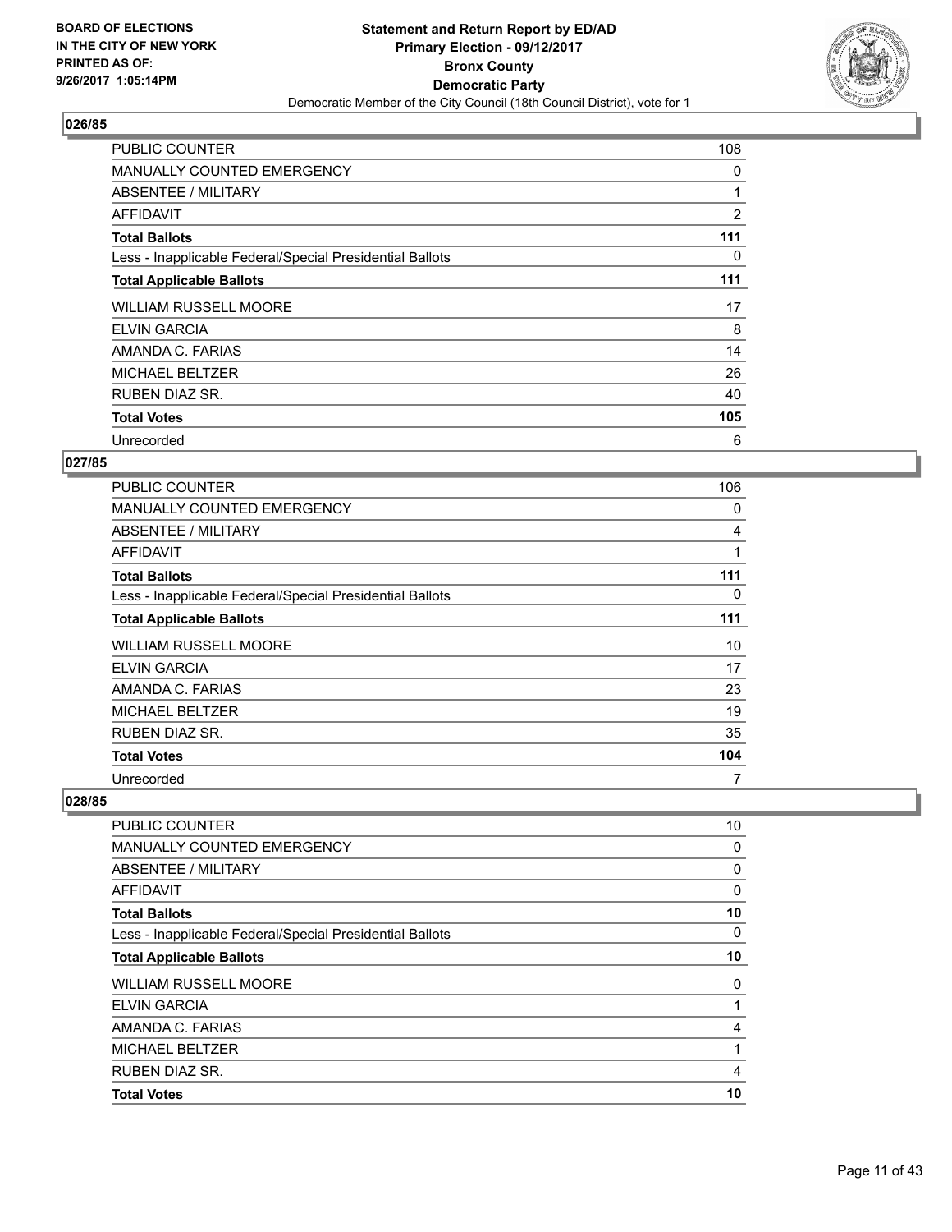**BOARD OF ELECTIONS IN THE CITY OF NEW YORK PRINTED AS OF: 9/26/2017 1:05:14PM**

**Statement and Return Report by ED/AD Primary Election - 09/12/2017 Bronx County Democratic Party**

Democratic Member of the City Council (18th Council District), vote for 1

### 026/85

| | |
|---|---|
| PUBLIC COUNTER | 108 |
| MANUALLY COUNTED EMERGENCY | 0 |
| ABSENTEE / MILITARY | 1 |
| AFFIDAVIT | 2 |
| **Total Ballots** | **111** |
| Less - Inapplicable Federal/Special Presidential Ballots | 0 |
| **Total Applicable Ballots** | **111** |
| WILLIAM RUSSELL MOORE | 17 |
| ELVIN GARCIA | 8 |
| AMANDA C. FARIAS | 14 |
| MICHAEL BELTZER | 26 |
| RUBEN DIAZ SR. | 40 |
| **Total Votes** | **105** |
| Unrecorded | 6 |

### 027/85

| | |
|---|---|
| PUBLIC COUNTER | 106 |
| MANUALLY COUNTED EMERGENCY | 0 |
| ABSENTEE / MILITARY | 4 |
| AFFIDAVIT | 1 |
| **Total Ballots** | **111** |
| Less - Inapplicable Federal/Special Presidential Ballots | 0 |
| **Total Applicable Ballots** | **111** |
| WILLIAM RUSSELL MOORE | 10 |
| ELVIN GARCIA | 17 |
| AMANDA C. FARIAS | 23 |
| MICHAEL BELTZER | 19 |
| RUBEN DIAZ SR. | 35 |
| **Total Votes** | **104** |
| Unrecorded | 7 |

### 028/85

| | |
|---|---|
| PUBLIC COUNTER | 10 |
| MANUALLY COUNTED EMERGENCY | 0 |
| ABSENTEE / MILITARY | 0 |
| AFFIDAVIT | 0 |
| **Total Ballots** | **10** |
| Less - Inapplicable Federal/Special Presidential Ballots | 0 |
| **Total Applicable Ballots** | **10** |
| WILLIAM RUSSELL MOORE | 0 |
| ELVIN GARCIA | 1 |
| AMANDA C. FARIAS | 4 |
| MICHAEL BELTZER | 1 |
| RUBEN DIAZ SR. | 4 |
| **Total Votes** | **10** |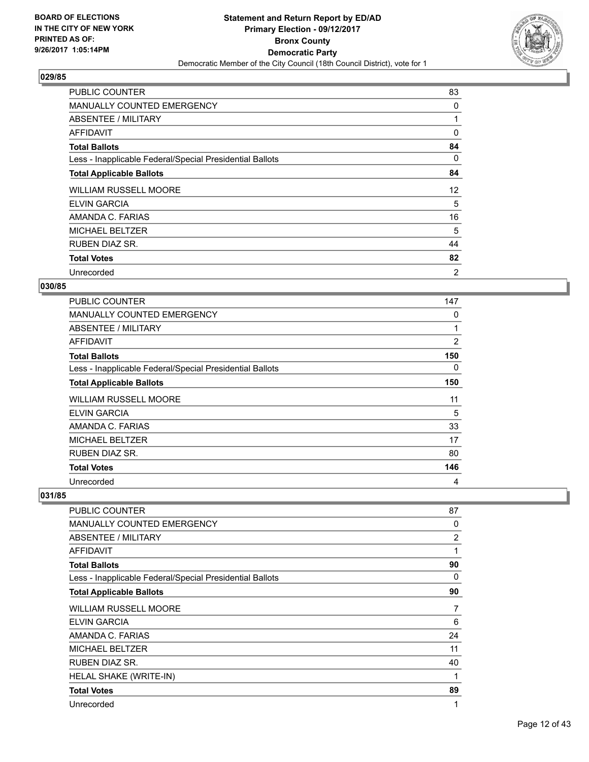### 029/85

| | |
|---|---|
| PUBLIC COUNTER | 83 |
| MANUALLY COUNTED EMERGENCY | 0 |
| ABSENTEE / MILITARY | 1 |
| AFFIDAVIT | 0 |
| **Total Ballots** | **84** |
| Less - Inapplicable Federal/Special Presidential Ballots | 0 |
| **Total Applicable Ballots** | **84** |
| WILLIAM RUSSELL MOORE | 12 |
| ELVIN GARCIA | 5 |
| AMANDA C. FARIAS | 16 |
| MICHAEL BELTZER | 5 |
| RUBEN DIAZ SR. | 44 |
| **Total Votes** | **82** |
| Unrecorded | 2 |

### 030/85

| | |
|---|---|
| PUBLIC COUNTER | 147 |
| MANUALLY COUNTED EMERGENCY | 0 |
| ABSENTEE / MILITARY | 1 |
| AFFIDAVIT | 2 |
| **Total Ballots** | **150** |
| Less - Inapplicable Federal/Special Presidential Ballots | 0 |
| **Total Applicable Ballots** | **150** |
| WILLIAM RUSSELL MOORE | 11 |
| ELVIN GARCIA | 5 |
| AMANDA C. FARIAS | 33 |
| MICHAEL BELTZER | 17 |
| RUBEN DIAZ SR. | 80 |
| **Total Votes** | **146** |
| Unrecorded | 4 |

### 031/85

| | |
|---|---|
| PUBLIC COUNTER | 87 |
| MANUALLY COUNTED EMERGENCY | 0 |
| ABSENTEE / MILITARY | 2 |
| AFFIDAVIT | 1 |
| **Total Ballots** | **90** |
| Less - Inapplicable Federal/Special Presidential Ballots | 0 |
| **Total Applicable Ballots** | **90** |
| WILLIAM RUSSELL MOORE | 7 |
| ELVIN GARCIA | 6 |
| AMANDA C. FARIAS | 24 |
| MICHAEL BELTZER | 11 |
| RUBEN DIAZ SR. | 40 |
| HELAL SHAKE (WRITE-IN) | 1 |
| **Total Votes** | **89** |
| Unrecorded | 1 |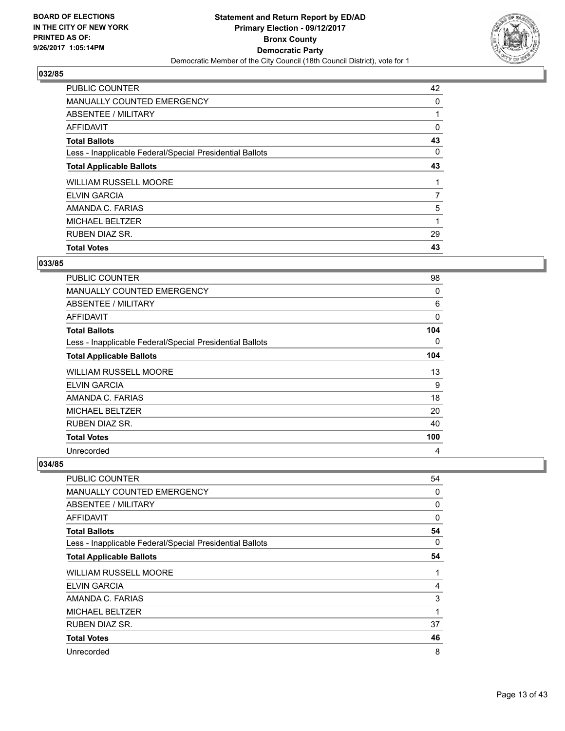## 032/85

| | |
|---|---|
| PUBLIC COUNTER | 42 |
| MANUALLY COUNTED EMERGENCY | 0 |
| ABSENTEE / MILITARY | 1 |
| AFFIDAVIT | 0 |
| **Total Ballots** | **43** |
| Less - Inapplicable Federal/Special Presidential Ballots | 0 |
| **Total Applicable Ballots** | **43** |
| WILLIAM RUSSELL MOORE | 1 |
| ELVIN GARCIA | 7 |
| AMANDA C. FARIAS | 5 |
| MICHAEL BELTZER | 1 |
| RUBEN DIAZ SR. | 29 |
| **Total Votes** | **43** |

## 033/85

| | |
|---|---|
| PUBLIC COUNTER | 98 |
| MANUALLY COUNTED EMERGENCY | 0 |
| ABSENTEE / MILITARY | 6 |
| AFFIDAVIT | 0 |
| **Total Ballots** | **104** |
| Less - Inapplicable Federal/Special Presidential Ballots | 0 |
| **Total Applicable Ballots** | **104** |
| WILLIAM RUSSELL MOORE | 13 |
| ELVIN GARCIA | 9 |
| AMANDA C. FARIAS | 18 |
| MICHAEL BELTZER | 20 |
| RUBEN DIAZ SR. | 40 |
| **Total Votes** | **100** |
| Unrecorded | 4 |

## 034/85

| | |
|---|---|
| PUBLIC COUNTER | 54 |
| MANUALLY COUNTED EMERGENCY | 0 |
| ABSENTEE / MILITARY | 0 |
| AFFIDAVIT | 0 |
| **Total Ballots** | **54** |
| Less - Inapplicable Federal/Special Presidential Ballots | 0 |
| **Total Applicable Ballots** | **54** |
| WILLIAM RUSSELL MOORE | 1 |
| ELVIN GARCIA | 4 |
| AMANDA C. FARIAS | 3 |
| MICHAEL BELTZER | 1 |
| RUBEN DIAZ SR. | 37 |
| **Total Votes** | **46** |
| Unrecorded | 8 |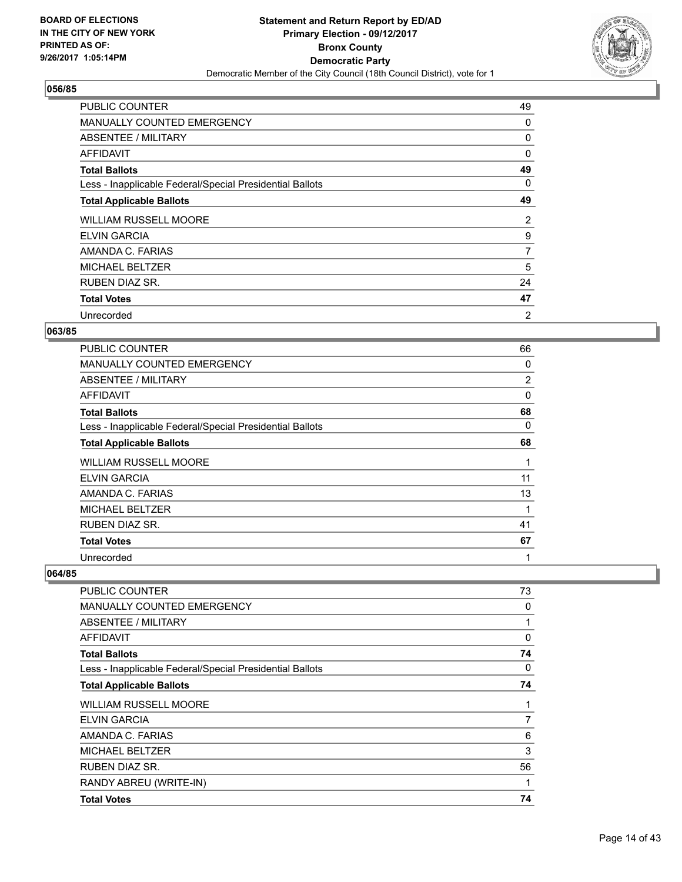BOARD OF ELECTIONS
IN THE CITY OF NEW YORK
PRINTED AS OF:
9/26/2017 1:05:14PM

**Statement and Return Report by ED/AD**
**Primary Election - 09/12/2017**
**Bronx County**
**Democratic Party**
Democratic Member of the City Council (18th Council District), vote for 1

### 056/85

| | |
|---|---|
| PUBLIC COUNTER | 49 |
| MANUALLY COUNTED EMERGENCY | 0 |
| ABSENTEE / MILITARY | 0 |
| AFFIDAVIT | 0 |
| **Total Ballots** | **49** |
| Less - Inapplicable Federal/Special Presidential Ballots | 0 |
| **Total Applicable Ballots** | **49** |
| WILLIAM RUSSELL MOORE | 2 |
| ELVIN GARCIA | 9 |
| AMANDA C. FARIAS | 7 |
| MICHAEL BELTZER | 5 |
| RUBEN DIAZ SR. | 24 |
| **Total Votes** | **47** |
| Unrecorded | 2 |

### 063/85

| | |
|---|---|
| PUBLIC COUNTER | 66 |
| MANUALLY COUNTED EMERGENCY | 0 |
| ABSENTEE / MILITARY | 2 |
| AFFIDAVIT | 0 |
| **Total Ballots** | **68** |
| Less - Inapplicable Federal/Special Presidential Ballots | 0 |
| **Total Applicable Ballots** | **68** |
| WILLIAM RUSSELL MOORE | 1 |
| ELVIN GARCIA | 11 |
| AMANDA C. FARIAS | 13 |
| MICHAEL BELTZER | 1 |
| RUBEN DIAZ SR. | 41 |
| **Total Votes** | **67** |
| Unrecorded | 1 |

### 064/85

| | |
|---|---|
| PUBLIC COUNTER | 73 |
| MANUALLY COUNTED EMERGENCY | 0 |
| ABSENTEE / MILITARY | 1 |
| AFFIDAVIT | 0 |
| **Total Ballots** | **74** |
| Less - Inapplicable Federal/Special Presidential Ballots | 0 |
| **Total Applicable Ballots** | **74** |
| WILLIAM RUSSELL MOORE | 1 |
| ELVIN GARCIA | 7 |
| AMANDA C. FARIAS | 6 |
| MICHAEL BELTZER | 3 |
| RUBEN DIAZ SR. | 56 |
| RANDY ABREU (WRITE-IN) | 1 |
| **Total Votes** | **74** |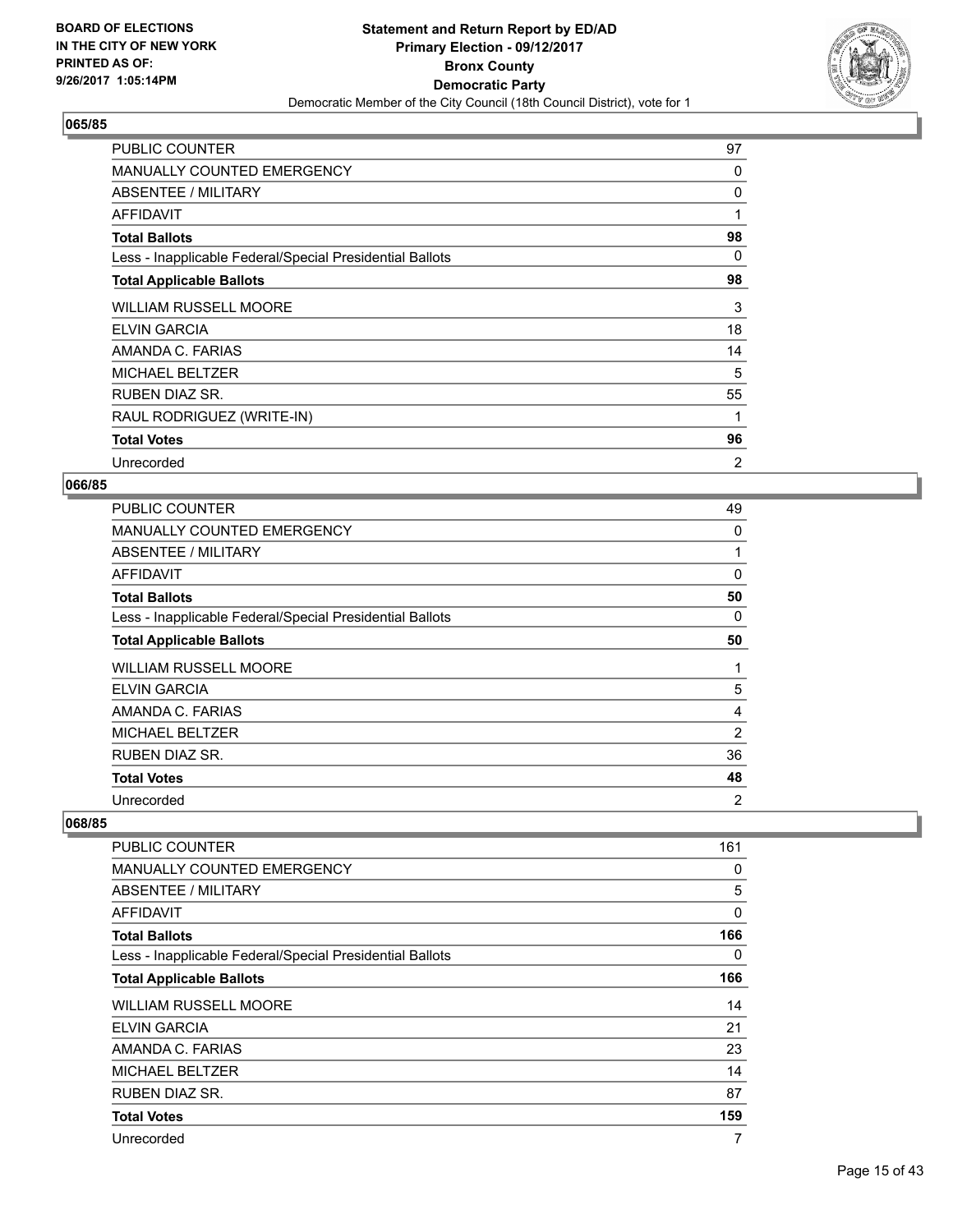BOARD OF ELECTIONS
IN THE CITY OF NEW YORK
PRINTED AS OF:
9/26/2017 1:05:14PM

**Statement and Return Report by ED/AD**
**Primary Election - 09/12/2017**
**Bronx County**
**Democratic Party**
Democratic Member of the City Council (18th Council District), vote for 1

## 065/85

| | |
|---|---|
| PUBLIC COUNTER | 97 |
| MANUALLY COUNTED EMERGENCY | 0 |
| ABSENTEE / MILITARY | 0 |
| AFFIDAVIT | 1 |
| **Total Ballots** | **98** |
| Less - Inapplicable Federal/Special Presidential Ballots | 0 |
| **Total Applicable Ballots** | **98** |
| WILLIAM RUSSELL MOORE | 3 |
| ELVIN GARCIA | 18 |
| AMANDA C. FARIAS | 14 |
| MICHAEL BELTZER | 5 |
| RUBEN DIAZ SR. | 55 |
| RAUL RODRIGUEZ (WRITE-IN) | 1 |
| **Total Votes** | **96** |
| Unrecorded | 2 |

## 066/85

| | |
|---|---|
| PUBLIC COUNTER | 49 |
| MANUALLY COUNTED EMERGENCY | 0 |
| ABSENTEE / MILITARY | 1 |
| AFFIDAVIT | 0 |
| **Total Ballots** | **50** |
| Less - Inapplicable Federal/Special Presidential Ballots | 0 |
| **Total Applicable Ballots** | **50** |
| WILLIAM RUSSELL MOORE | 1 |
| ELVIN GARCIA | 5 |
| AMANDA C. FARIAS | 4 |
| MICHAEL BELTZER | 2 |
| RUBEN DIAZ SR. | 36 |
| **Total Votes** | **48** |
| Unrecorded | 2 |

## 068/85

| | |
|---|---|
| PUBLIC COUNTER | 161 |
| MANUALLY COUNTED EMERGENCY | 0 |
| ABSENTEE / MILITARY | 5 |
| AFFIDAVIT | 0 |
| **Total Ballots** | **166** |
| Less - Inapplicable Federal/Special Presidential Ballots | 0 |
| **Total Applicable Ballots** | **166** |
| WILLIAM RUSSELL MOORE | 14 |
| ELVIN GARCIA | 21 |
| AMANDA C. FARIAS | 23 |
| MICHAEL BELTZER | 14 |
| RUBEN DIAZ SR. | 87 |
| **Total Votes** | **159** |
| Unrecorded | 7 |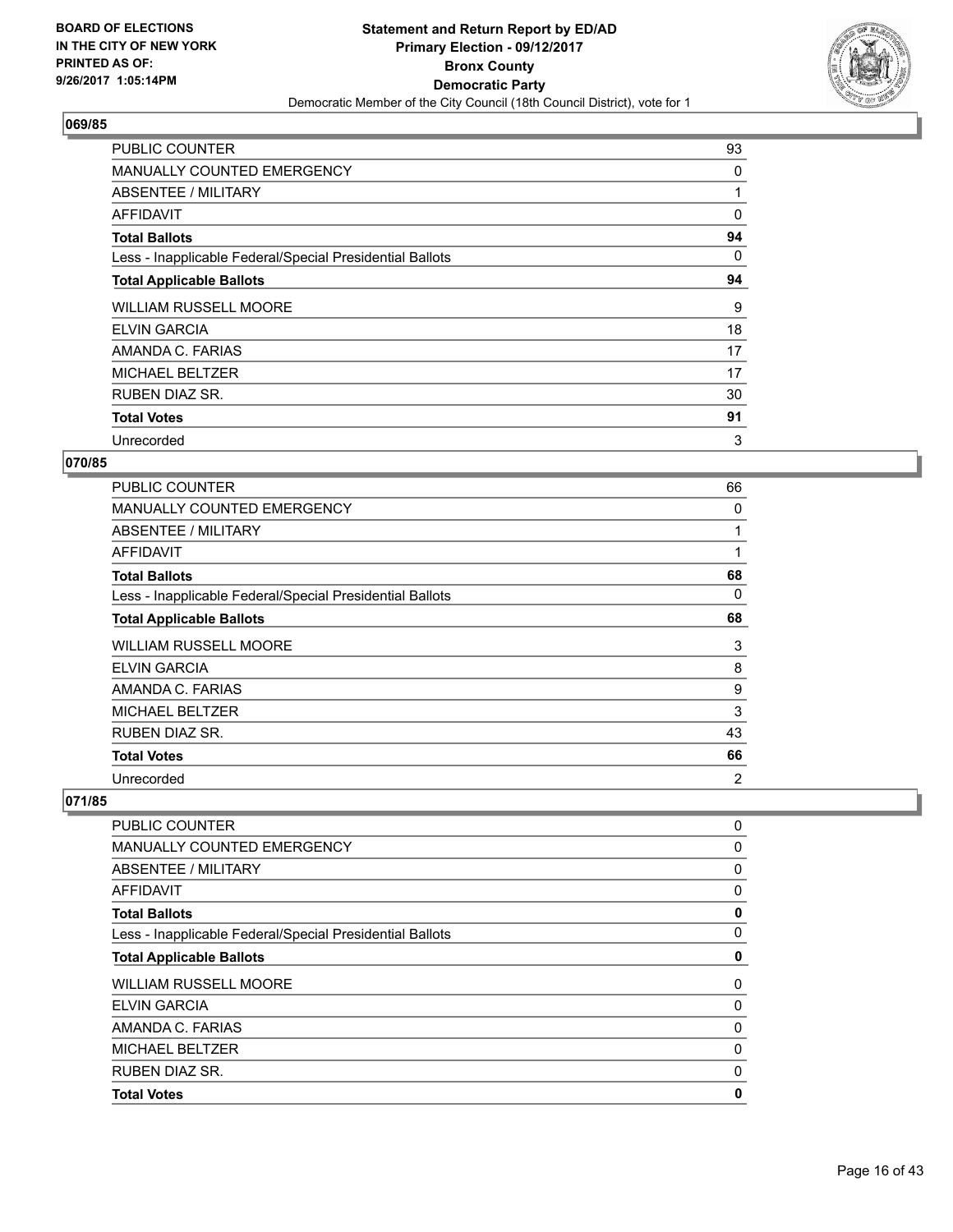**BOARD OF ELECTIONS IN THE CITY OF NEW YORK PRINTED AS OF: 9/26/2017 1:05:14PM**

# Statement and Return Report by ED/AD
## Primary Election - 09/12/2017
## Bronx County
## Democratic Party
Democratic Member of the City Council (18th Council District), vote for 1

### 069/85

| | |
|---|---|
| PUBLIC COUNTER | 93 |
| MANUALLY COUNTED EMERGENCY | 0 |
| ABSENTEE / MILITARY | 1 |
| AFFIDAVIT | 0 |
| **Total Ballots** | **94** |
| Less - Inapplicable Federal/Special Presidential Ballots | 0 |
| **Total Applicable Ballots** | **94** |
| WILLIAM RUSSELL MOORE | 9 |
| ELVIN GARCIA | 18 |
| AMANDA C. FARIAS | 17 |
| MICHAEL BELTZER | 17 |
| RUBEN DIAZ SR. | 30 |
| **Total Votes** | **91** |
| Unrecorded | 3 |

### 070/85

| | |
|---|---|
| PUBLIC COUNTER | 66 |
| MANUALLY COUNTED EMERGENCY | 0 |
| ABSENTEE / MILITARY | 1 |
| AFFIDAVIT | 1 |
| **Total Ballots** | **68** |
| Less - Inapplicable Federal/Special Presidential Ballots | 0 |
| **Total Applicable Ballots** | **68** |
| WILLIAM RUSSELL MOORE | 3 |
| ELVIN GARCIA | 8 |
| AMANDA C. FARIAS | 9 |
| MICHAEL BELTZER | 3 |
| RUBEN DIAZ SR. | 43 |
| **Total Votes** | **66** |
| Unrecorded | 2 |

### 071/85

| | |
|---|---|
| PUBLIC COUNTER | 0 |
| MANUALLY COUNTED EMERGENCY | 0 |
| ABSENTEE / MILITARY | 0 |
| AFFIDAVIT | 0 |
| **Total Ballots** | **0** |
| Less - Inapplicable Federal/Special Presidential Ballots | 0 |
| **Total Applicable Ballots** | **0** |
| WILLIAM RUSSELL MOORE | 0 |
| ELVIN GARCIA | 0 |
| AMANDA C. FARIAS | 0 |
| MICHAEL BELTZER | 0 |
| RUBEN DIAZ SR. | 0 |
| **Total Votes** | **0** |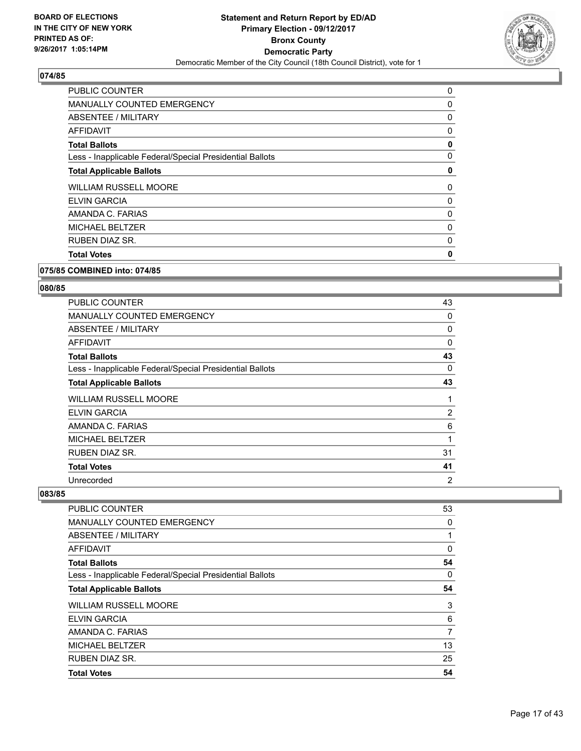**BOARD OF ELECTIONS IN THE CITY OF NEW YORK PRINTED AS OF: 9/26/2017 1:05:14PM**

**Statement and Return Report by ED/AD Primary Election - 09/12/2017 Bronx County Democratic Party**

Democratic Member of the City Council (18th Council District), vote for 1

## 074/85

| | |
|---|---|
| PUBLIC COUNTER | 0 |
| MANUALLY COUNTED EMERGENCY | 0 |
| ABSENTEE / MILITARY | 0 |
| AFFIDAVIT | 0 |
| **Total Ballots** | **0** |
| Less - Inapplicable Federal/Special Presidential Ballots | 0 |
| **Total Applicable Ballots** | **0** |
| WILLIAM RUSSELL MOORE | 0 |
| ELVIN GARCIA | 0 |
| AMANDA C. FARIAS | 0 |
| MICHAEL BELTZER | 0 |
| RUBEN DIAZ SR. | 0 |
| **Total Votes** | **0** |

## 075/85 COMBINED into: 074/85

## 080/85

| | |
|---|---|
| PUBLIC COUNTER | 43 |
| MANUALLY COUNTED EMERGENCY | 0 |
| ABSENTEE / MILITARY | 0 |
| AFFIDAVIT | 0 |
| **Total Ballots** | **43** |
| Less - Inapplicable Federal/Special Presidential Ballots | 0 |
| **Total Applicable Ballots** | **43** |
| WILLIAM RUSSELL MOORE | 1 |
| ELVIN GARCIA | 2 |
| AMANDA C. FARIAS | 6 |
| MICHAEL BELTZER | 1 |
| RUBEN DIAZ SR. | 31 |
| **Total Votes** | **41** |
| Unrecorded | 2 |

## 083/85

| | |
|---|---|
| PUBLIC COUNTER | 53 |
| MANUALLY COUNTED EMERGENCY | 0 |
| ABSENTEE / MILITARY | 1 |
| AFFIDAVIT | 0 |
| **Total Ballots** | **54** |
| Less - Inapplicable Federal/Special Presidential Ballots | 0 |
| **Total Applicable Ballots** | **54** |
| WILLIAM RUSSELL MOORE | 3 |
| ELVIN GARCIA | 6 |
| AMANDA C. FARIAS | 7 |
| MICHAEL BELTZER | 13 |
| RUBEN DIAZ SR. | 25 |
| **Total Votes** | **54** |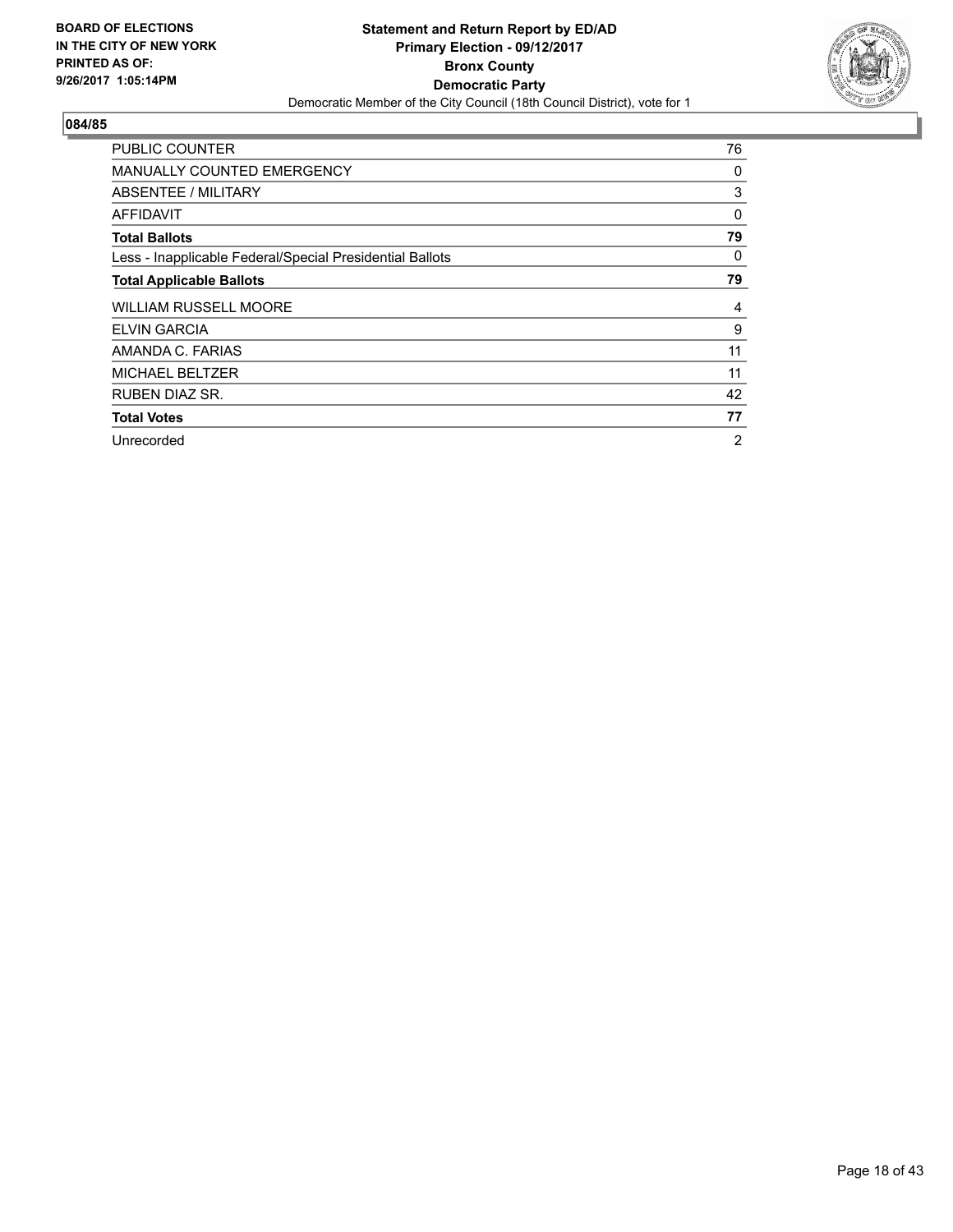BOARD OF ELECTIONS
IN THE CITY OF NEW YORK
PRINTED AS OF:
9/26/2017 1:05:14PM

**Statement and Return Report by ED/AD**
**Primary Election - 09/12/2017**
**Bronx County**
**Democratic Party**
Democratic Member of the City Council (18th Council District), vote for 1

## 084/85

| | |
|---|---|
| PUBLIC COUNTER | 76 |
| MANUALLY COUNTED EMERGENCY | 0 |
| ABSENTEE / MILITARY | 3 |
| AFFIDAVIT | 0 |
| **Total Ballots** | **79** |
| Less - Inapplicable Federal/Special Presidential Ballots | 0 |
| **Total Applicable Ballots** | **79** |
| WILLIAM RUSSELL MOORE | 4 |
| ELVIN GARCIA | 9 |
| AMANDA C. FARIAS | 11 |
| MICHAEL BELTZER | 11 |
| RUBEN DIAZ SR. | 42 |
| **Total Votes** | **77** |
| Unrecorded | 2 |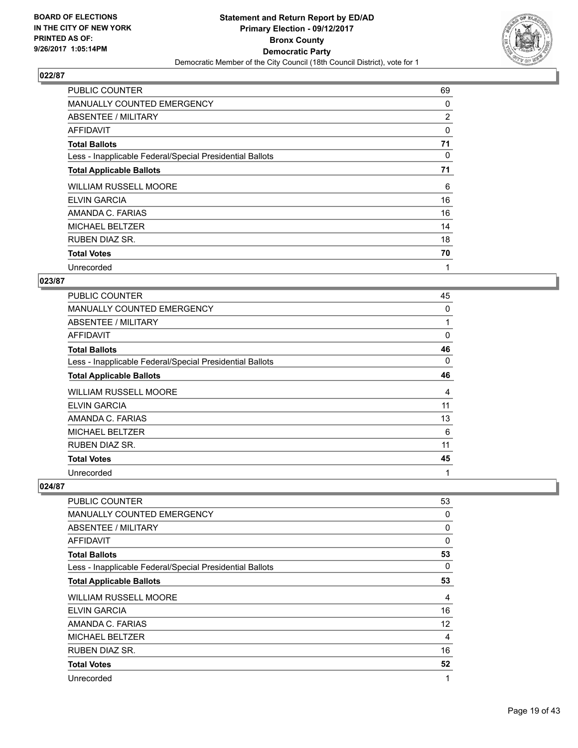## 022/87

| | |
|---|---|
| PUBLIC COUNTER | 69 |
| MANUALLY COUNTED EMERGENCY | 0 |
| ABSENTEE / MILITARY | 2 |
| AFFIDAVIT | 0 |
| **Total Ballots** | **71** |
| Less - Inapplicable Federal/Special Presidential Ballots | 0 |
| **Total Applicable Ballots** | **71** |
| WILLIAM RUSSELL MOORE | 6 |
| ELVIN GARCIA | 16 |
| AMANDA C. FARIAS | 16 |
| MICHAEL BELTZER | 14 |
| RUBEN DIAZ SR. | 18 |
| **Total Votes** | **70** |
| Unrecorded | 1 |

## 023/87

| | |
|---|---|
| PUBLIC COUNTER | 45 |
| MANUALLY COUNTED EMERGENCY | 0 |
| ABSENTEE / MILITARY | 1 |
| AFFIDAVIT | 0 |
| **Total Ballots** | **46** |
| Less - Inapplicable Federal/Special Presidential Ballots | 0 |
| **Total Applicable Ballots** | **46** |
| WILLIAM RUSSELL MOORE | 4 |
| ELVIN GARCIA | 11 |
| AMANDA C. FARIAS | 13 |
| MICHAEL BELTZER | 6 |
| RUBEN DIAZ SR. | 11 |
| **Total Votes** | **45** |
| Unrecorded | 1 |

## 024/87

| | |
|---|---|
| PUBLIC COUNTER | 53 |
| MANUALLY COUNTED EMERGENCY | 0 |
| ABSENTEE / MILITARY | 0 |
| AFFIDAVIT | 0 |
| **Total Ballots** | **53** |
| Less - Inapplicable Federal/Special Presidential Ballots | 0 |
| **Total Applicable Ballots** | **53** |
| WILLIAM RUSSELL MOORE | 4 |
| ELVIN GARCIA | 16 |
| AMANDA C. FARIAS | 12 |
| MICHAEL BELTZER | 4 |
| RUBEN DIAZ SR. | 16 |
| **Total Votes** | **52** |
| Unrecorded | 1 |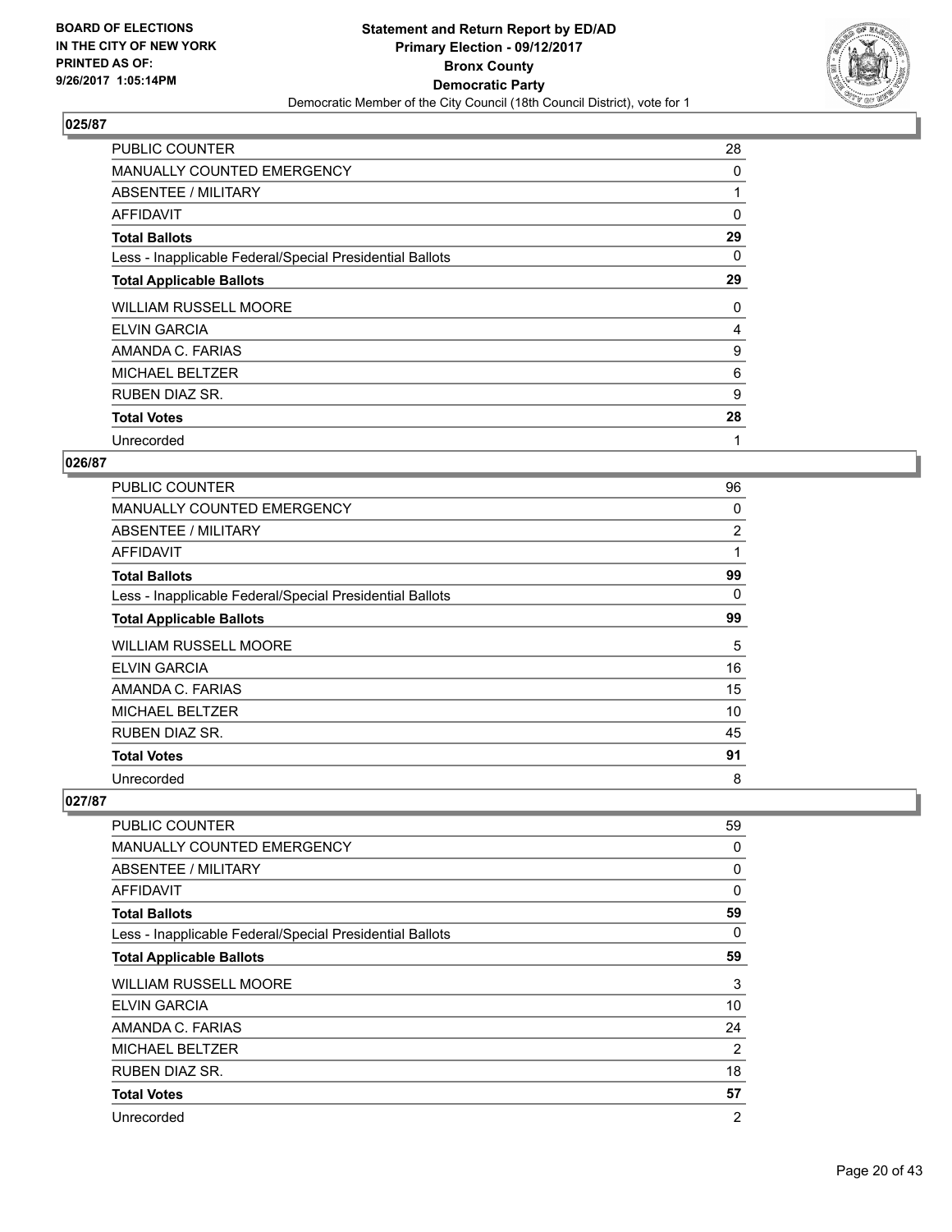**BOARD OF ELECTIONS IN THE CITY OF NEW YORK PRINTED AS OF: 9/26/2017 1:05:14PM**

**Statement and Return Report by ED/AD Primary Election - 09/12/2017 Bronx County Democratic Party**

Democratic Member of the City Council (18th Council District), vote for 1

### 025/87

| | |
|---|---|
| PUBLIC COUNTER | 28 |
| MANUALLY COUNTED EMERGENCY | 0 |
| ABSENTEE / MILITARY | 1 |
| AFFIDAVIT | 0 |
| **Total Ballots** | **29** |
| Less - Inapplicable Federal/Special Presidential Ballots | 0 |
| **Total Applicable Ballots** | **29** |
| WILLIAM RUSSELL MOORE | 0 |
| ELVIN GARCIA | 4 |
| AMANDA C. FARIAS | 9 |
| MICHAEL BELTZER | 6 |
| RUBEN DIAZ SR. | 9 |
| **Total Votes** | **28** |
| Unrecorded | 1 |

### 026/87

| | |
|---|---|
| PUBLIC COUNTER | 96 |
| MANUALLY COUNTED EMERGENCY | 0 |
| ABSENTEE / MILITARY | 2 |
| AFFIDAVIT | 1 |
| **Total Ballots** | **99** |
| Less - Inapplicable Federal/Special Presidential Ballots | 0 |
| **Total Applicable Ballots** | **99** |
| WILLIAM RUSSELL MOORE | 5 |
| ELVIN GARCIA | 16 |
| AMANDA C. FARIAS | 15 |
| MICHAEL BELTZER | 10 |
| RUBEN DIAZ SR. | 45 |
| **Total Votes** | **91** |
| Unrecorded | 8 |

### 027/87

| | |
|---|---|
| PUBLIC COUNTER | 59 |
| MANUALLY COUNTED EMERGENCY | 0 |
| ABSENTEE / MILITARY | 0 |
| AFFIDAVIT | 0 |
| **Total Ballots** | **59** |
| Less - Inapplicable Federal/Special Presidential Ballots | 0 |
| **Total Applicable Ballots** | **59** |
| WILLIAM RUSSELL MOORE | 3 |
| ELVIN GARCIA | 10 |
| AMANDA C. FARIAS | 24 |
| MICHAEL BELTZER | 2 |
| RUBEN DIAZ SR. | 18 |
| **Total Votes** | **57** |
| Unrecorded | 2 |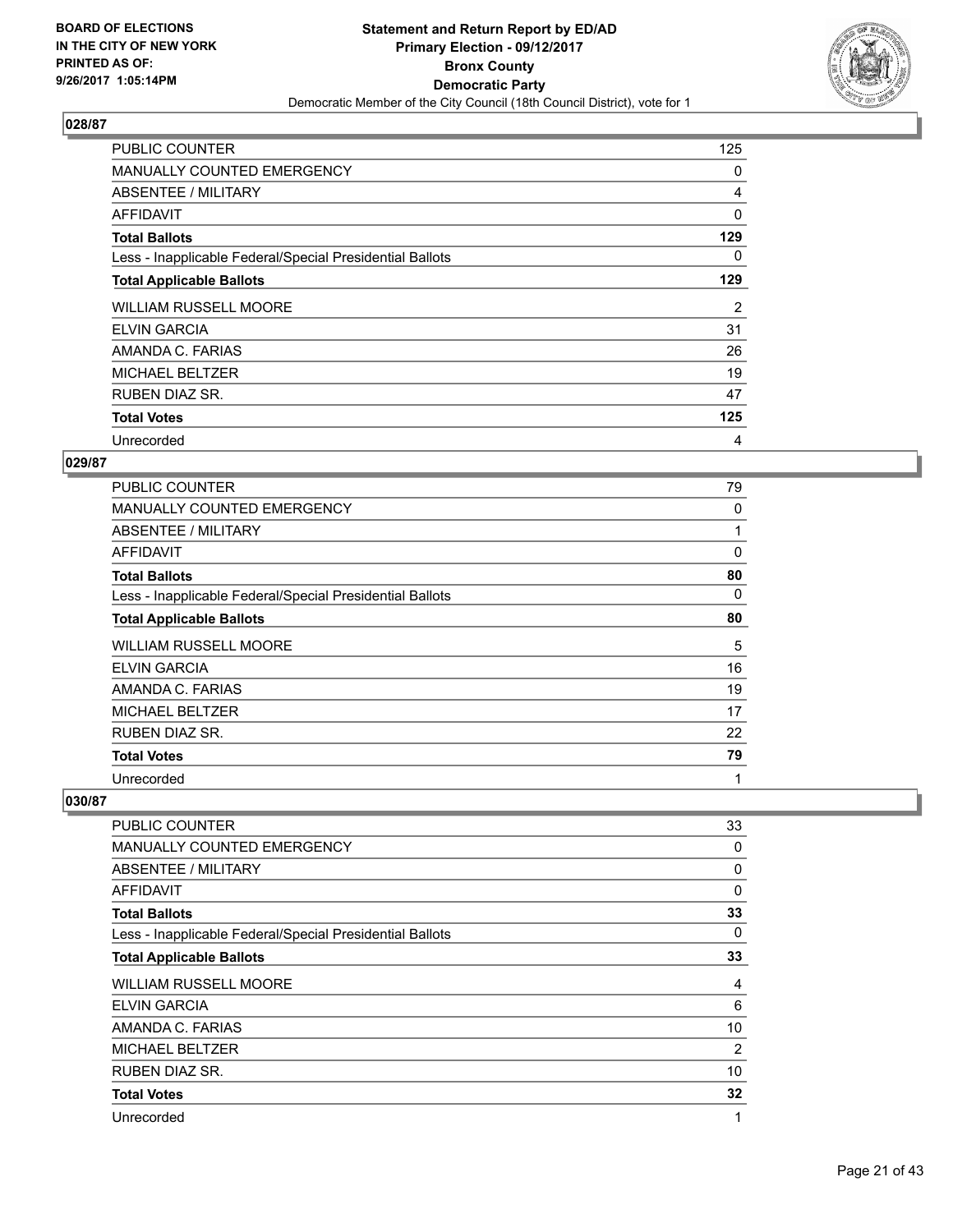## 028/87

| | |
|---|---|
| PUBLIC COUNTER | 125 |
| MANUALLY COUNTED EMERGENCY | 0 |
| ABSENTEE / MILITARY | 4 |
| AFFIDAVIT | 0 |
| **Total Ballots** | **129** |
| Less - Inapplicable Federal/Special Presidential Ballots | 0 |
| **Total Applicable Ballots** | **129** |
| WILLIAM RUSSELL MOORE | 2 |
| ELVIN GARCIA | 31 |
| AMANDA C. FARIAS | 26 |
| MICHAEL BELTZER | 19 |
| RUBEN DIAZ SR. | 47 |
| **Total Votes** | **125** |
| Unrecorded | 4 |

## 029/87

| | |
|---|---|
| PUBLIC COUNTER | 79 |
| MANUALLY COUNTED EMERGENCY | 0 |
| ABSENTEE / MILITARY | 1 |
| AFFIDAVIT | 0 |
| **Total Ballots** | **80** |
| Less - Inapplicable Federal/Special Presidential Ballots | 0 |
| **Total Applicable Ballots** | **80** |
| WILLIAM RUSSELL MOORE | 5 |
| ELVIN GARCIA | 16 |
| AMANDA C. FARIAS | 19 |
| MICHAEL BELTZER | 17 |
| RUBEN DIAZ SR. | 22 |
| **Total Votes** | **79** |
| Unrecorded | 1 |

## 030/87

| | |
|---|---|
| PUBLIC COUNTER | 33 |
| MANUALLY COUNTED EMERGENCY | 0 |
| ABSENTEE / MILITARY | 0 |
| AFFIDAVIT | 0 |
| **Total Ballots** | **33** |
| Less - Inapplicable Federal/Special Presidential Ballots | 0 |
| **Total Applicable Ballots** | **33** |
| WILLIAM RUSSELL MOORE | 4 |
| ELVIN GARCIA | 6 |
| AMANDA C. FARIAS | 10 |
| MICHAEL BELTZER | 2 |
| RUBEN DIAZ SR. | 10 |
| **Total Votes** | **32** |
| Unrecorded | 1 |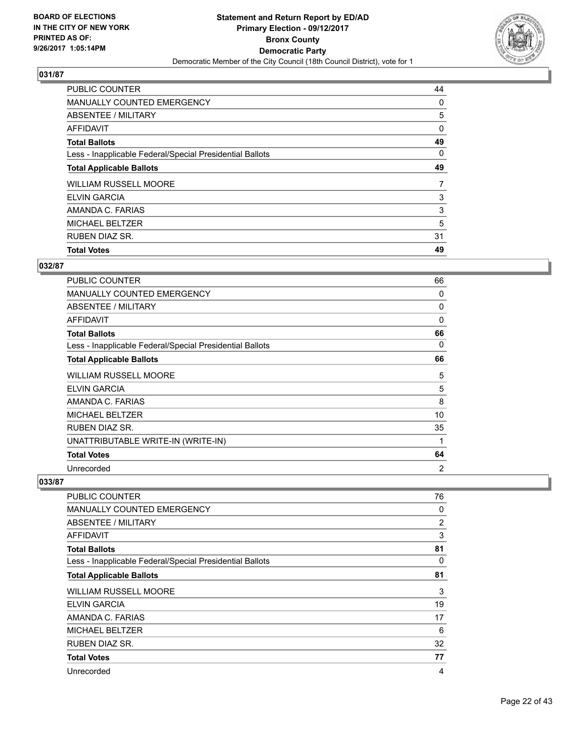BOARD OF ELECTIONS
IN THE CITY OF NEW YORK
PRINTED AS OF:
9/26/2017 1:05:14PM

**Statement and Return Report by ED/AD**
**Primary Election - 09/12/2017**
**Bronx County**
**Democratic Party**
Democratic Member of the City Council (18th Council District), vote for 1

### 031/87

| | |
|---|---|
| PUBLIC COUNTER | 44 |
| MANUALLY COUNTED EMERGENCY | 0 |
| ABSENTEE / MILITARY | 5 |
| AFFIDAVIT | 0 |
| **Total Ballots** | **49** |
| Less - Inapplicable Federal/Special Presidential Ballots | 0 |
| **Total Applicable Ballots** | **49** |
| WILLIAM RUSSELL MOORE | 7 |
| ELVIN GARCIA | 3 |
| AMANDA C. FARIAS | 3 |
| MICHAEL BELTZER | 5 |
| RUBEN DIAZ SR. | 31 |
| **Total Votes** | **49** |

### 032/87

| | |
|---|---|
| PUBLIC COUNTER | 66 |
| MANUALLY COUNTED EMERGENCY | 0 |
| ABSENTEE / MILITARY | 0 |
| AFFIDAVIT | 0 |
| **Total Ballots** | **66** |
| Less - Inapplicable Federal/Special Presidential Ballots | 0 |
| **Total Applicable Ballots** | **66** |
| WILLIAM RUSSELL MOORE | 5 |
| ELVIN GARCIA | 5 |
| AMANDA C. FARIAS | 8 |
| MICHAEL BELTZER | 10 |
| RUBEN DIAZ SR. | 35 |
| UNATTRIBUTABLE WRITE-IN (WRITE-IN) | 1 |
| **Total Votes** | **64** |
| Unrecorded | 2 |

### 033/87

| | |
|---|---|
| PUBLIC COUNTER | 76 |
| MANUALLY COUNTED EMERGENCY | 0 |
| ABSENTEE / MILITARY | 2 |
| AFFIDAVIT | 3 |
| **Total Ballots** | **81** |
| Less - Inapplicable Federal/Special Presidential Ballots | 0 |
| **Total Applicable Ballots** | **81** |
| WILLIAM RUSSELL MOORE | 3 |
| ELVIN GARCIA | 19 |
| AMANDA C. FARIAS | 17 |
| MICHAEL BELTZER | 6 |
| RUBEN DIAZ SR. | 32 |
| **Total Votes** | **77** |
| Unrecorded | 4 |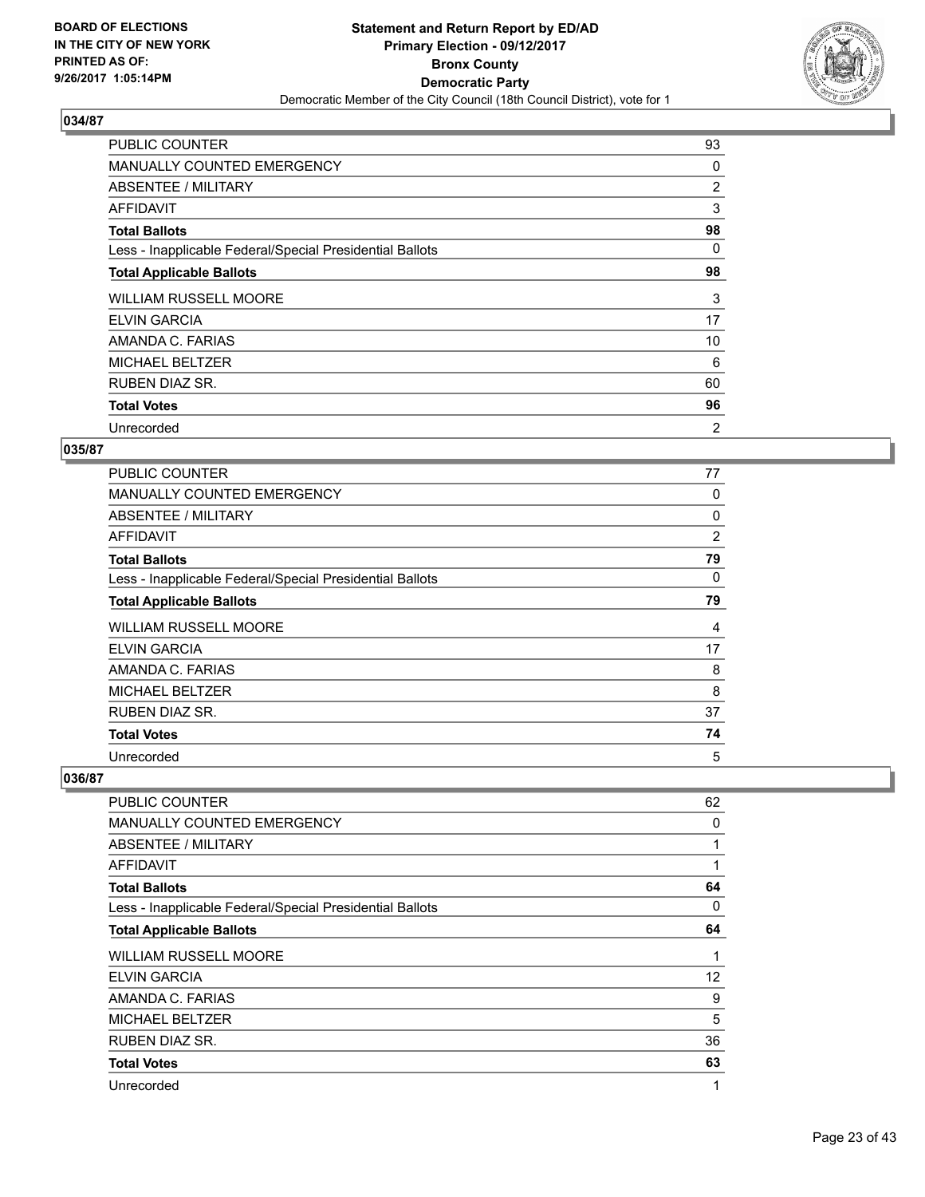**BOARD OF ELECTIONS IN THE CITY OF NEW YORK PRINTED AS OF: 9/26/2017 1:05:14PM**

# Statement and Return Report by ED/AD
## Primary Election - 09/12/2017
## Bronx County
## Democratic Party
### Democratic Member of the City Council (18th Council District), vote for 1

**034/87**

| | |
|---|---|
| PUBLIC COUNTER | 93 |
| MANUALLY COUNTED EMERGENCY | 0 |
| ABSENTEE / MILITARY | 2 |
| AFFIDAVIT | 3 |
| **Total Ballots** | **98** |
| Less - Inapplicable Federal/Special Presidential Ballots | 0 |
| **Total Applicable Ballots** | **98** |
| WILLIAM RUSSELL MOORE | 3 |
| ELVIN GARCIA | 17 |
| AMANDA C. FARIAS | 10 |
| MICHAEL BELTZER | 6 |
| RUBEN DIAZ SR. | 60 |
| **Total Votes** | **96** |
| Unrecorded | 2 |

**035/87**

| | |
|---|---|
| PUBLIC COUNTER | 77 |
| MANUALLY COUNTED EMERGENCY | 0 |
| ABSENTEE / MILITARY | 0 |
| AFFIDAVIT | 2 |
| **Total Ballots** | **79** |
| Less - Inapplicable Federal/Special Presidential Ballots | 0 |
| **Total Applicable Ballots** | **79** |
| WILLIAM RUSSELL MOORE | 4 |
| ELVIN GARCIA | 17 |
| AMANDA C. FARIAS | 8 |
| MICHAEL BELTZER | 8 |
| RUBEN DIAZ SR. | 37 |
| **Total Votes** | **74** |
| Unrecorded | 5 |

**036/87**

| | |
|---|---|
| PUBLIC COUNTER | 62 |
| MANUALLY COUNTED EMERGENCY | 0 |
| ABSENTEE / MILITARY | 1 |
| AFFIDAVIT | 1 |
| **Total Ballots** | **64** |
| Less - Inapplicable Federal/Special Presidential Ballots | 0 |
| **Total Applicable Ballots** | **64** |
| WILLIAM RUSSELL MOORE | 1 |
| ELVIN GARCIA | 12 |
| AMANDA C. FARIAS | 9 |
| MICHAEL BELTZER | 5 |
| RUBEN DIAZ SR. | 36 |
| **Total Votes** | **63** |
| Unrecorded | 1 |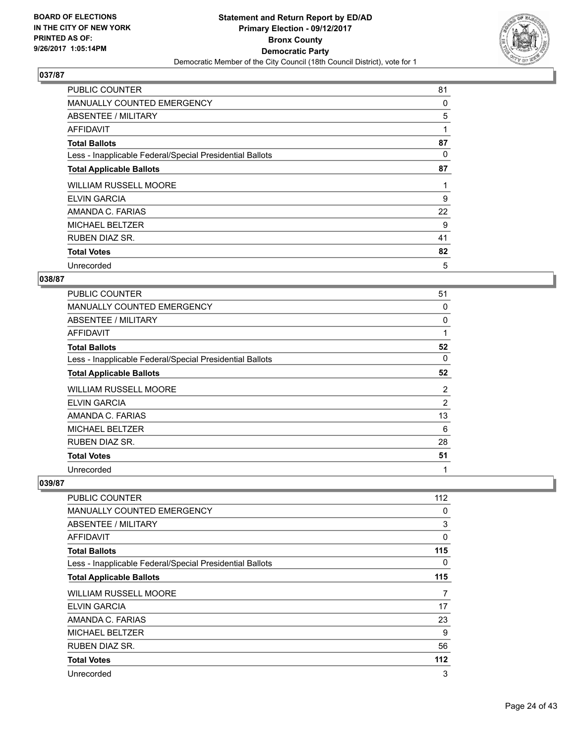BOARD OF ELECTIONS
IN THE CITY OF NEW YORK
PRINTED AS OF:
9/26/2017 1:05:14PM

**Statement and Return Report by ED/AD**
**Primary Election - 09/12/2017**
**Bronx County**
**Democratic Party**
Democratic Member of the City Council (18th Council District), vote for 1

### 037/87

| | |
|---|---|
| PUBLIC COUNTER | 81 |
| MANUALLY COUNTED EMERGENCY | 0 |
| ABSENTEE / MILITARY | 5 |
| AFFIDAVIT | 1 |
| **Total Ballots** | **87** |
| Less - Inapplicable Federal/Special Presidential Ballots | 0 |
| **Total Applicable Ballots** | **87** |
| WILLIAM RUSSELL MOORE | 1 |
| ELVIN GARCIA | 9 |
| AMANDA C. FARIAS | 22 |
| MICHAEL BELTZER | 9 |
| RUBEN DIAZ SR. | 41 |
| **Total Votes** | **82** |
| Unrecorded | 5 |

### 038/87

| | |
|---|---|
| PUBLIC COUNTER | 51 |
| MANUALLY COUNTED EMERGENCY | 0 |
| ABSENTEE / MILITARY | 0 |
| AFFIDAVIT | 1 |
| **Total Ballots** | **52** |
| Less - Inapplicable Federal/Special Presidential Ballots | 0 |
| **Total Applicable Ballots** | **52** |
| WILLIAM RUSSELL MOORE | 2 |
| ELVIN GARCIA | 2 |
| AMANDA C. FARIAS | 13 |
| MICHAEL BELTZER | 6 |
| RUBEN DIAZ SR. | 28 |
| **Total Votes** | **51** |
| Unrecorded | 1 |

### 039/87

| | |
|---|---|
| PUBLIC COUNTER | 112 |
| MANUALLY COUNTED EMERGENCY | 0 |
| ABSENTEE / MILITARY | 3 |
| AFFIDAVIT | 0 |
| **Total Ballots** | **115** |
| Less - Inapplicable Federal/Special Presidential Ballots | 0 |
| **Total Applicable Ballots** | **115** |
| WILLIAM RUSSELL MOORE | 7 |
| ELVIN GARCIA | 17 |
| AMANDA C. FARIAS | 23 |
| MICHAEL BELTZER | 9 |
| RUBEN DIAZ SR. | 56 |
| **Total Votes** | **112** |
| Unrecorded | 3 |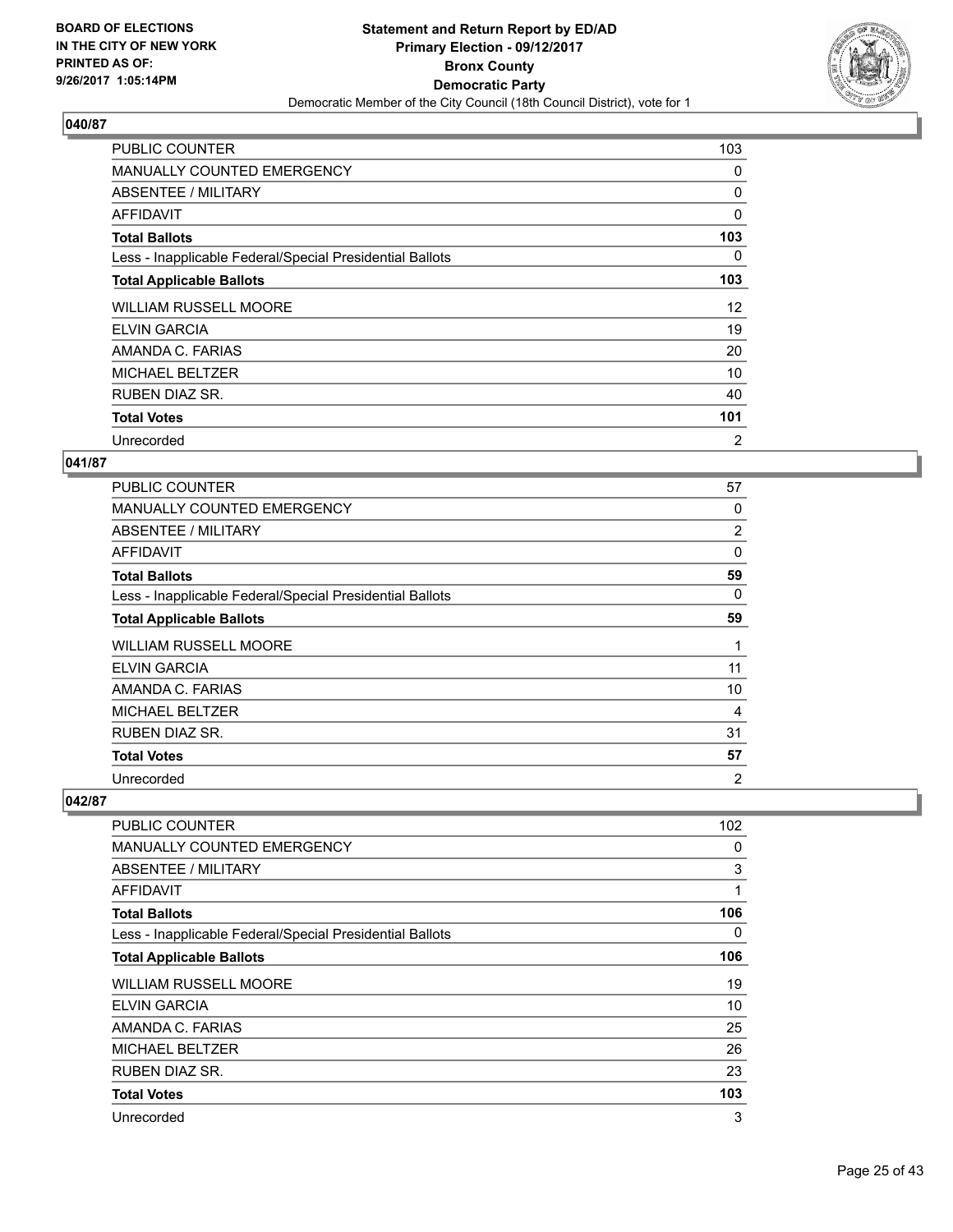**BOARD OF ELECTIONS IN THE CITY OF NEW YORK PRINTED AS OF: 9/26/2017 1:05:14PM**

**Statement and Return Report by ED/AD Primary Election - 09/12/2017 Bronx County Democratic Party**

Democratic Member of the City Council (18th Council District), vote for 1

### 040/87

| | |
|---|---|
| PUBLIC COUNTER | 103 |
| MANUALLY COUNTED EMERGENCY | 0 |
| ABSENTEE / MILITARY | 0 |
| AFFIDAVIT | 0 |
| **Total Ballots** | **103** |
| Less - Inapplicable Federal/Special Presidential Ballots | 0 |
| **Total Applicable Ballots** | **103** |
| WILLIAM RUSSELL MOORE | 12 |
| ELVIN GARCIA | 19 |
| AMANDA C. FARIAS | 20 |
| MICHAEL BELTZER | 10 |
| RUBEN DIAZ SR. | 40 |
| **Total Votes** | **101** |
| Unrecorded | 2 |

### 041/87

| | |
|---|---|
| PUBLIC COUNTER | 57 |
| MANUALLY COUNTED EMERGENCY | 0 |
| ABSENTEE / MILITARY | 2 |
| AFFIDAVIT | 0 |
| **Total Ballots** | **59** |
| Less - Inapplicable Federal/Special Presidential Ballots | 0 |
| **Total Applicable Ballots** | **59** |
| WILLIAM RUSSELL MOORE | 1 |
| ELVIN GARCIA | 11 |
| AMANDA C. FARIAS | 10 |
| MICHAEL BELTZER | 4 |
| RUBEN DIAZ SR. | 31 |
| **Total Votes** | **57** |
| Unrecorded | 2 |

### 042/87

| | |
|---|---|
| PUBLIC COUNTER | 102 |
| MANUALLY COUNTED EMERGENCY | 0 |
| ABSENTEE / MILITARY | 3 |
| AFFIDAVIT | 1 |
| **Total Ballots** | **106** |
| Less - Inapplicable Federal/Special Presidential Ballots | 0 |
| **Total Applicable Ballots** | **106** |
| WILLIAM RUSSELL MOORE | 19 |
| ELVIN GARCIA | 10 |
| AMANDA C. FARIAS | 25 |
| MICHAEL BELTZER | 26 |
| RUBEN DIAZ SR. | 23 |
| **Total Votes** | **103** |
| Unrecorded | 3 |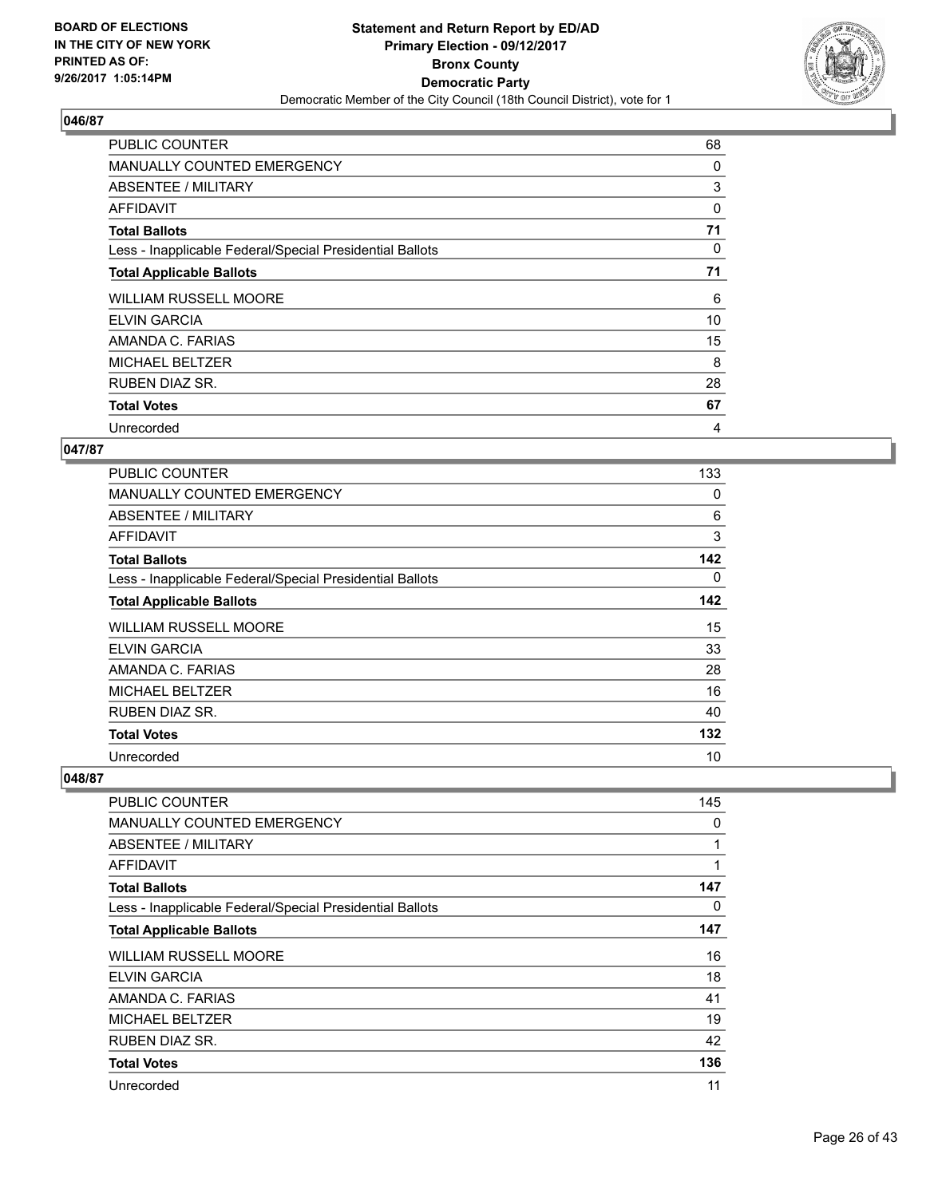**BOARD OF ELECTIONS IN THE CITY OF NEW YORK PRINTED AS OF: 9/26/2017 1:05:14PM**

**Statement and Return Report by ED/AD Primary Election - 09/12/2017 Bronx County Democratic Party**

Democratic Member of the City Council (18th Council District), vote for 1

### 046/87

| | |
|---|---|
| PUBLIC COUNTER | 68 |
| MANUALLY COUNTED EMERGENCY | 0 |
| ABSENTEE / MILITARY | 3 |
| AFFIDAVIT | 0 |
| **Total Ballots** | **71** |
| Less - Inapplicable Federal/Special Presidential Ballots | 0 |
| **Total Applicable Ballots** | **71** |
| WILLIAM RUSSELL MOORE | 6 |
| ELVIN GARCIA | 10 |
| AMANDA C. FARIAS | 15 |
| MICHAEL BELTZER | 8 |
| RUBEN DIAZ SR. | 28 |
| **Total Votes** | **67** |
| Unrecorded | 4 |

### 047/87

| | |
|---|---|
| PUBLIC COUNTER | 133 |
| MANUALLY COUNTED EMERGENCY | 0 |
| ABSENTEE / MILITARY | 6 |
| AFFIDAVIT | 3 |
| **Total Ballots** | **142** |
| Less - Inapplicable Federal/Special Presidential Ballots | 0 |
| **Total Applicable Ballots** | **142** |
| WILLIAM RUSSELL MOORE | 15 |
| ELVIN GARCIA | 33 |
| AMANDA C. FARIAS | 28 |
| MICHAEL BELTZER | 16 |
| RUBEN DIAZ SR. | 40 |
| **Total Votes** | **132** |
| Unrecorded | 10 |

### 048/87

| | |
|---|---|
| PUBLIC COUNTER | 145 |
| MANUALLY COUNTED EMERGENCY | 0 |
| ABSENTEE / MILITARY | 1 |
| AFFIDAVIT | 1 |
| **Total Ballots** | **147** |
| Less - Inapplicable Federal/Special Presidential Ballots | 0 |
| **Total Applicable Ballots** | **147** |
| WILLIAM RUSSELL MOORE | 16 |
| ELVIN GARCIA | 18 |
| AMANDA C. FARIAS | 41 |
| MICHAEL BELTZER | 19 |
| RUBEN DIAZ SR. | 42 |
| **Total Votes** | **136** |
| Unrecorded | 11 |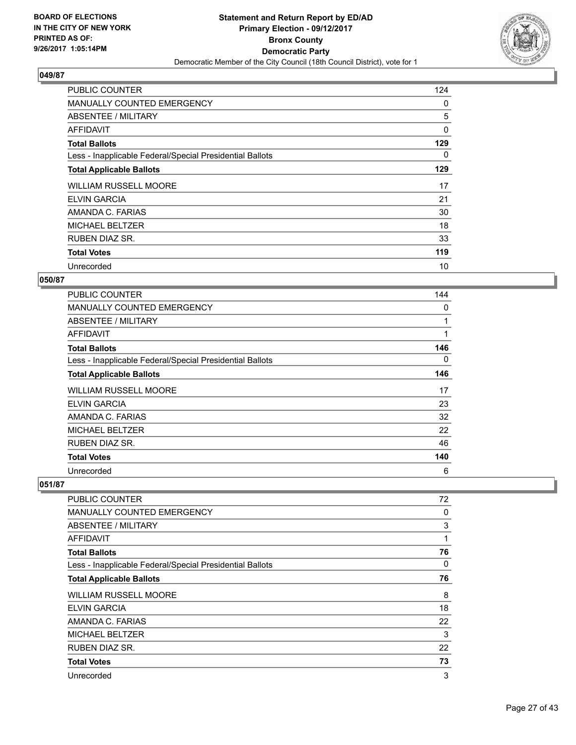**Statement and Return Report by ED/AD**
**Primary Election - 09/12/2017**
**Bronx County**
**Democratic Party**
Democratic Member of the City Council (18th Council District), vote for 1

BOARD OF ELECTIONS
IN THE CITY OF NEW YORK
PRINTED AS OF:
9/26/2017 1:05:14PM

### 049/87

| | |
|---|---|
| PUBLIC COUNTER | 124 |
| MANUALLY COUNTED EMERGENCY | 0 |
| ABSENTEE / MILITARY | 5 |
| AFFIDAVIT | 0 |
| **Total Ballots** | **129** |
| Less - Inapplicable Federal/Special Presidential Ballots | 0 |
| **Total Applicable Ballots** | **129** |
| WILLIAM RUSSELL MOORE | 17 |
| ELVIN GARCIA | 21 |
| AMANDA C. FARIAS | 30 |
| MICHAEL BELTZER | 18 |
| RUBEN DIAZ SR. | 33 |
| **Total Votes** | **119** |
| Unrecorded | 10 |

### 050/87

| | |
|---|---|
| PUBLIC COUNTER | 144 |
| MANUALLY COUNTED EMERGENCY | 0 |
| ABSENTEE / MILITARY | 1 |
| AFFIDAVIT | 1 |
| **Total Ballots** | **146** |
| Less - Inapplicable Federal/Special Presidential Ballots | 0 |
| **Total Applicable Ballots** | **146** |
| WILLIAM RUSSELL MOORE | 17 |
| ELVIN GARCIA | 23 |
| AMANDA C. FARIAS | 32 |
| MICHAEL BELTZER | 22 |
| RUBEN DIAZ SR. | 46 |
| **Total Votes** | **140** |
| Unrecorded | 6 |

### 051/87

| | |
|---|---|
| PUBLIC COUNTER | 72 |
| MANUALLY COUNTED EMERGENCY | 0 |
| ABSENTEE / MILITARY | 3 |
| AFFIDAVIT | 1 |
| **Total Ballots** | **76** |
| Less - Inapplicable Federal/Special Presidential Ballots | 0 |
| **Total Applicable Ballots** | **76** |
| WILLIAM RUSSELL MOORE | 8 |
| ELVIN GARCIA | 18 |
| AMANDA C. FARIAS | 22 |
| MICHAEL BELTZER | 3 |
| RUBEN DIAZ SR. | 22 |
| **Total Votes** | **73** |
| Unrecorded | 3 |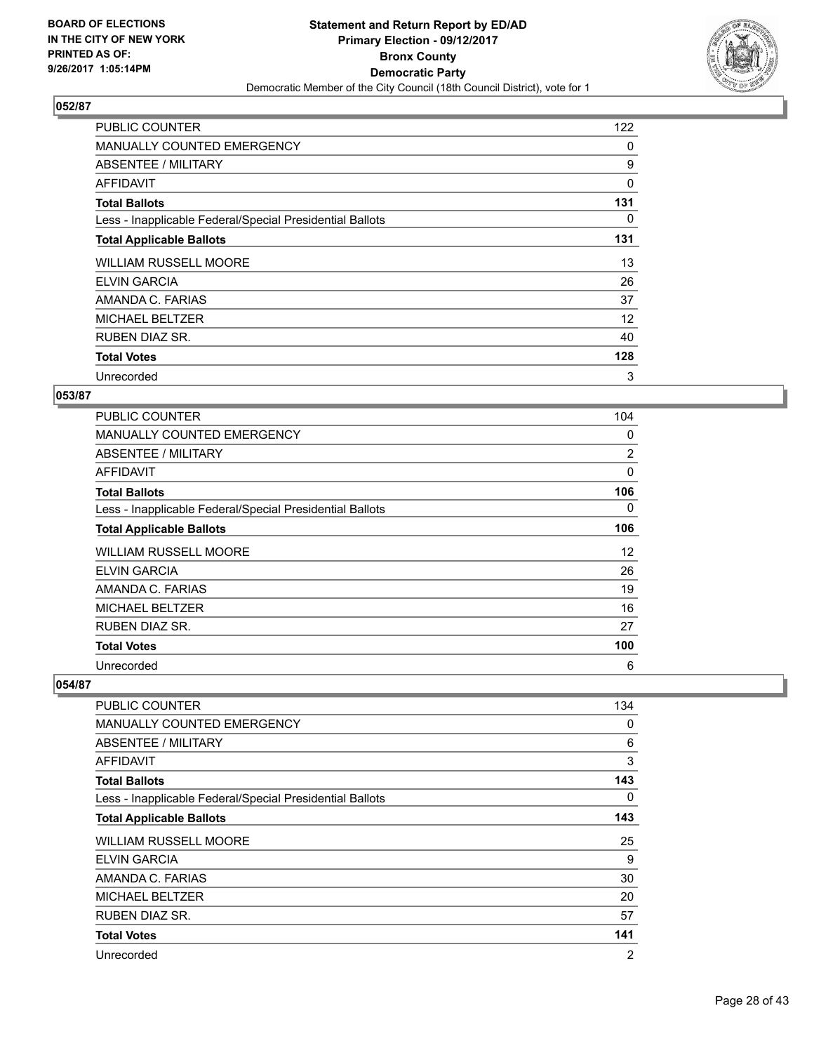**BOARD OF ELECTIONS IN THE CITY OF NEW YORK PRINTED AS OF: 9/26/2017 1:05:14PM**

# Statement and Return Report by ED/AD
## Primary Election - 09/12/2017
## Bronx County
## Democratic Party
### Democratic Member of the City Council (18th Council District), vote for 1

## 052/87

| | |
|---|---|
| PUBLIC COUNTER | 122 |
| MANUALLY COUNTED EMERGENCY | 0 |
| ABSENTEE / MILITARY | 9 |
| AFFIDAVIT | 0 |
| **Total Ballots** | **131** |
| Less - Inapplicable Federal/Special Presidential Ballots | 0 |
| **Total Applicable Ballots** | **131** |
| WILLIAM RUSSELL MOORE | 13 |
| ELVIN GARCIA | 26 |
| AMANDA C. FARIAS | 37 |
| MICHAEL BELTZER | 12 |
| RUBEN DIAZ SR. | 40 |
| **Total Votes** | **128** |
| Unrecorded | 3 |

## 053/87

| | |
|---|---|
| PUBLIC COUNTER | 104 |
| MANUALLY COUNTED EMERGENCY | 0 |
| ABSENTEE / MILITARY | 2 |
| AFFIDAVIT | 0 |
| **Total Ballots** | **106** |
| Less - Inapplicable Federal/Special Presidential Ballots | 0 |
| **Total Applicable Ballots** | **106** |
| WILLIAM RUSSELL MOORE | 12 |
| ELVIN GARCIA | 26 |
| AMANDA C. FARIAS | 19 |
| MICHAEL BELTZER | 16 |
| RUBEN DIAZ SR. | 27 |
| **Total Votes** | **100** |
| Unrecorded | 6 |

## 054/87

| | |
|---|---|
| PUBLIC COUNTER | 134 |
| MANUALLY COUNTED EMERGENCY | 0 |
| ABSENTEE / MILITARY | 6 |
| AFFIDAVIT | 3 |
| **Total Ballots** | **143** |
| Less - Inapplicable Federal/Special Presidential Ballots | 0 |
| **Total Applicable Ballots** | **143** |
| WILLIAM RUSSELL MOORE | 25 |
| ELVIN GARCIA | 9 |
| AMANDA C. FARIAS | 30 |
| MICHAEL BELTZER | 20 |
| RUBEN DIAZ SR. | 57 |
| **Total Votes** | **141** |
| Unrecorded | 2 |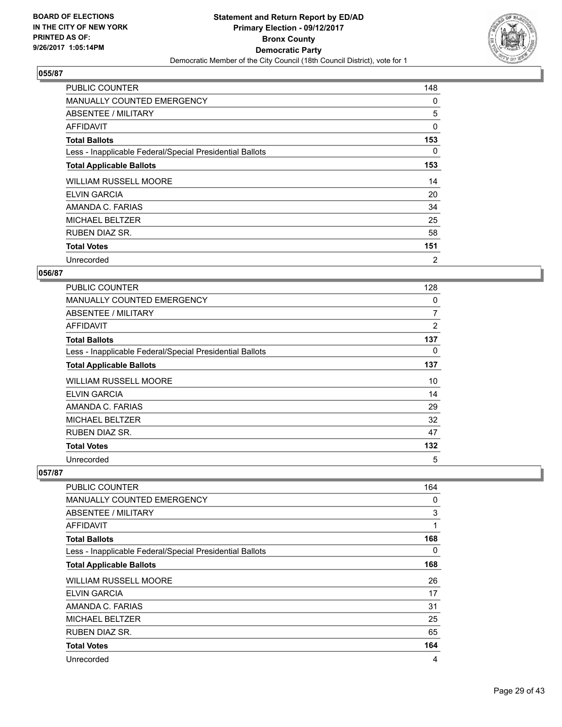**BOARD OF ELECTIONS IN THE CITY OF NEW YORK PRINTED AS OF: 9/26/2017 1:05:14PM**

# Statement and Return Report by ED/AD
## Primary Election - 09/12/2017
## Bronx County
## Democratic Party
### Democratic Member of the City Council (18th Council District), vote for 1

### 055/87

| | |
|---|---|
| PUBLIC COUNTER | 148 |
| MANUALLY COUNTED EMERGENCY | 0 |
| ABSENTEE / MILITARY | 5 |
| AFFIDAVIT | 0 |
| **Total Ballots** | **153** |
| Less - Inapplicable Federal/Special Presidential Ballots | 0 |
| **Total Applicable Ballots** | **153** |
| WILLIAM RUSSELL MOORE | 14 |
| ELVIN GARCIA | 20 |
| AMANDA C. FARIAS | 34 |
| MICHAEL BELTZER | 25 |
| RUBEN DIAZ SR. | 58 |
| **Total Votes** | **151** |
| Unrecorded | 2 |

### 056/87

| | |
|---|---|
| PUBLIC COUNTER | 128 |
| MANUALLY COUNTED EMERGENCY | 0 |
| ABSENTEE / MILITARY | 7 |
| AFFIDAVIT | 2 |
| **Total Ballots** | **137** |
| Less - Inapplicable Federal/Special Presidential Ballots | 0 |
| **Total Applicable Ballots** | **137** |
| WILLIAM RUSSELL MOORE | 10 |
| ELVIN GARCIA | 14 |
| AMANDA C. FARIAS | 29 |
| MICHAEL BELTZER | 32 |
| RUBEN DIAZ SR. | 47 |
| **Total Votes** | **132** |
| Unrecorded | 5 |

### 057/87

| | |
|---|---|
| PUBLIC COUNTER | 164 |
| MANUALLY COUNTED EMERGENCY | 0 |
| ABSENTEE / MILITARY | 3 |
| AFFIDAVIT | 1 |
| **Total Ballots** | **168** |
| Less - Inapplicable Federal/Special Presidential Ballots | 0 |
| **Total Applicable Ballots** | **168** |
| WILLIAM RUSSELL MOORE | 26 |
| ELVIN GARCIA | 17 |
| AMANDA C. FARIAS | 31 |
| MICHAEL BELTZER | 25 |
| RUBEN DIAZ SR. | 65 |
| **Total Votes** | **164** |
| Unrecorded | 4 |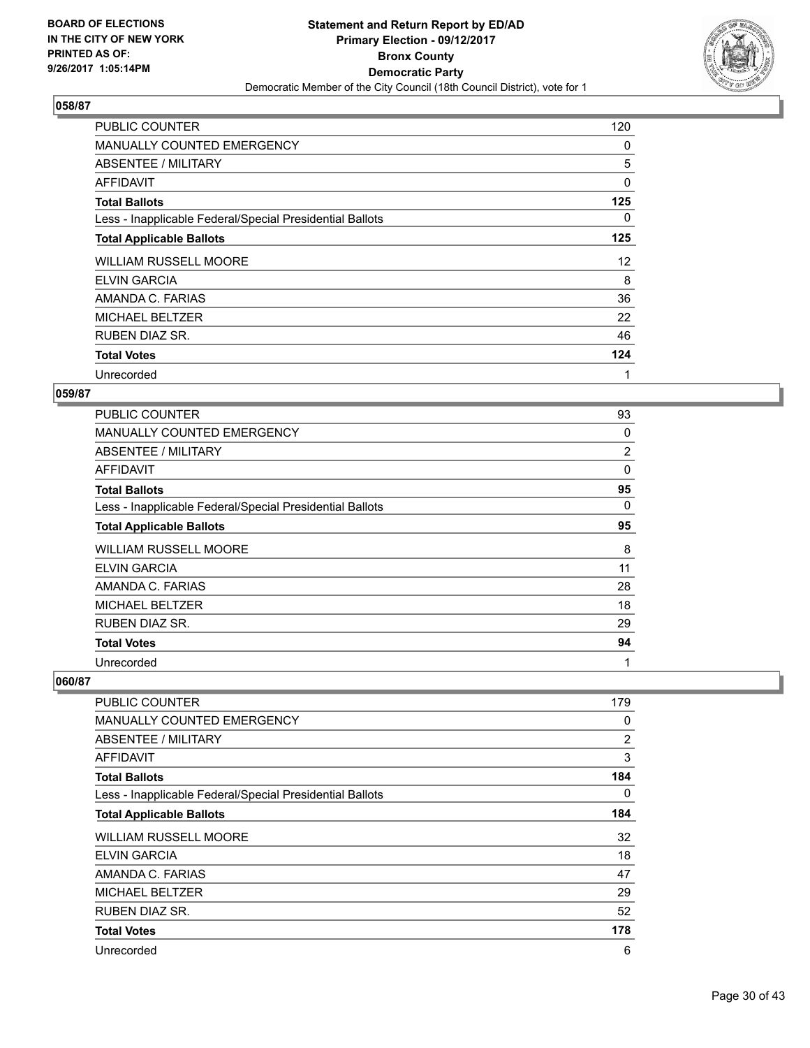## 058/87

| | |
|---|---|
| PUBLIC COUNTER | 120 |
| MANUALLY COUNTED EMERGENCY | 0 |
| ABSENTEE / MILITARY | 5 |
| AFFIDAVIT | 0 |
| **Total Ballots** | **125** |
| Less - Inapplicable Federal/Special Presidential Ballots | 0 |
| **Total Applicable Ballots** | **125** |
| WILLIAM RUSSELL MOORE | 12 |
| ELVIN GARCIA | 8 |
| AMANDA C. FARIAS | 36 |
| MICHAEL BELTZER | 22 |
| RUBEN DIAZ SR. | 46 |
| **Total Votes** | **124** |
| Unrecorded | 1 |

## 059/87

| | |
|---|---|
| PUBLIC COUNTER | 93 |
| MANUALLY COUNTED EMERGENCY | 0 |
| ABSENTEE / MILITARY | 2 |
| AFFIDAVIT | 0 |
| **Total Ballots** | **95** |
| Less - Inapplicable Federal/Special Presidential Ballots | 0 |
| **Total Applicable Ballots** | **95** |
| WILLIAM RUSSELL MOORE | 8 |
| ELVIN GARCIA | 11 |
| AMANDA C. FARIAS | 28 |
| MICHAEL BELTZER | 18 |
| RUBEN DIAZ SR. | 29 |
| **Total Votes** | **94** |
| Unrecorded | 1 |

## 060/87

| | |
|---|---|
| PUBLIC COUNTER | 179 |
| MANUALLY COUNTED EMERGENCY | 0 |
| ABSENTEE / MILITARY | 2 |
| AFFIDAVIT | 3 |
| **Total Ballots** | **184** |
| Less - Inapplicable Federal/Special Presidential Ballots | 0 |
| **Total Applicable Ballots** | **184** |
| WILLIAM RUSSELL MOORE | 32 |
| ELVIN GARCIA | 18 |
| AMANDA C. FARIAS | 47 |
| MICHAEL BELTZER | 29 |
| RUBEN DIAZ SR. | 52 |
| **Total Votes** | **178** |
| Unrecorded | 6 |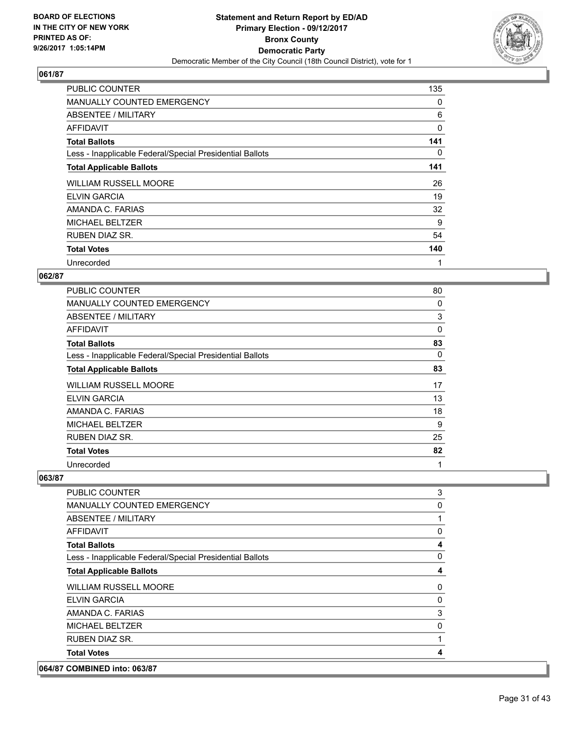**Statement and Return Report by ED/AD**
**Primary Election - 09/12/2017**
**Bronx County**
**Democratic Party**
Democratic Member of the City Council (18th Council District), vote for 1

BOARD OF ELECTIONS IN THE CITY OF NEW YORK PRINTED AS OF: 9/26/2017 1:05:14PM

## 061/87

| | |
|---|---|
| PUBLIC COUNTER | 135 |
| MANUALLY COUNTED EMERGENCY | 0 |
| ABSENTEE / MILITARY | 6 |
| AFFIDAVIT | 0 |
| **Total Ballots** | **141** |
| Less - Inapplicable Federal/Special Presidential Ballots | 0 |
| **Total Applicable Ballots** | **141** |
| WILLIAM RUSSELL MOORE | 26 |
| ELVIN GARCIA | 19 |
| AMANDA C. FARIAS | 32 |
| MICHAEL BELTZER | 9 |
| RUBEN DIAZ SR. | 54 |
| **Total Votes** | **140** |
| Unrecorded | 1 |

## 062/87

| | |
|---|---|
| PUBLIC COUNTER | 80 |
| MANUALLY COUNTED EMERGENCY | 0 |
| ABSENTEE / MILITARY | 3 |
| AFFIDAVIT | 0 |
| **Total Ballots** | **83** |
| Less - Inapplicable Federal/Special Presidential Ballots | 0 |
| **Total Applicable Ballots** | **83** |
| WILLIAM RUSSELL MOORE | 17 |
| ELVIN GARCIA | 13 |
| AMANDA C. FARIAS | 18 |
| MICHAEL BELTZER | 9 |
| RUBEN DIAZ SR. | 25 |
| **Total Votes** | **82** |
| Unrecorded | 1 |

## 063/87

| | |
|---|---|
| PUBLIC COUNTER | 3 |
| MANUALLY COUNTED EMERGENCY | 0 |
| ABSENTEE / MILITARY | 1 |
| AFFIDAVIT | 0 |
| **Total Ballots** | **4** |
| Less - Inapplicable Federal/Special Presidential Ballots | 0 |
| **Total Applicable Ballots** | **4** |
| WILLIAM RUSSELL MOORE | 0 |
| ELVIN GARCIA | 0 |
| AMANDA C. FARIAS | 3 |
| MICHAEL BELTZER | 0 |
| RUBEN DIAZ SR. | 1 |
| **Total Votes** | **4** |

## 064/87 COMBINED into: 063/87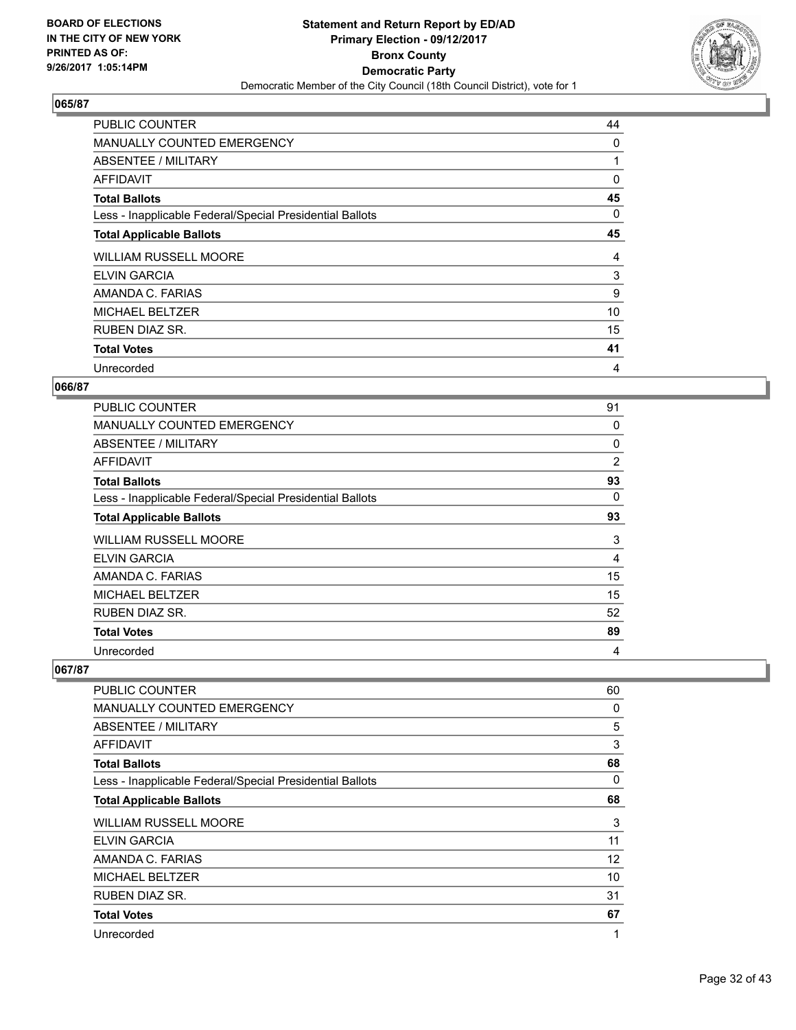**Statement and Return Report by ED/AD**
**Primary Election - 09/12/2017**
**Bronx County**
**Democratic Party**
Democratic Member of the City Council (18th Council District), vote for 1

BOARD OF ELECTIONS IN THE CITY OF NEW YORK PRINTED AS OF: 9/26/2017 1:05:14PM

### 065/87

| | |
|---|---|
| PUBLIC COUNTER | 44 |
| MANUALLY COUNTED EMERGENCY | 0 |
| ABSENTEE / MILITARY | 1 |
| AFFIDAVIT | 0 |
| **Total Ballots** | **45** |
| Less - Inapplicable Federal/Special Presidential Ballots | 0 |
| **Total Applicable Ballots** | **45** |
| WILLIAM RUSSELL MOORE | 4 |
| ELVIN GARCIA | 3 |
| AMANDA C. FARIAS | 9 |
| MICHAEL BELTZER | 10 |
| RUBEN DIAZ SR. | 15 |
| **Total Votes** | **41** |
| Unrecorded | 4 |

### 066/87

| | |
|---|---|
| PUBLIC COUNTER | 91 |
| MANUALLY COUNTED EMERGENCY | 0 |
| ABSENTEE / MILITARY | 0 |
| AFFIDAVIT | 2 |
| **Total Ballots** | **93** |
| Less - Inapplicable Federal/Special Presidential Ballots | 0 |
| **Total Applicable Ballots** | **93** |
| WILLIAM RUSSELL MOORE | 3 |
| ELVIN GARCIA | 4 |
| AMANDA C. FARIAS | 15 |
| MICHAEL BELTZER | 15 |
| RUBEN DIAZ SR. | 52 |
| **Total Votes** | **89** |
| Unrecorded | 4 |

### 067/87

| | |
|---|---|
| PUBLIC COUNTER | 60 |
| MANUALLY COUNTED EMERGENCY | 0 |
| ABSENTEE / MILITARY | 5 |
| AFFIDAVIT | 3 |
| **Total Ballots** | **68** |
| Less - Inapplicable Federal/Special Presidential Ballots | 0 |
| **Total Applicable Ballots** | **68** |
| WILLIAM RUSSELL MOORE | 3 |
| ELVIN GARCIA | 11 |
| AMANDA C. FARIAS | 12 |
| MICHAEL BELTZER | 10 |
| RUBEN DIAZ SR. | 31 |
| **Total Votes** | **67** |
| Unrecorded | 1 |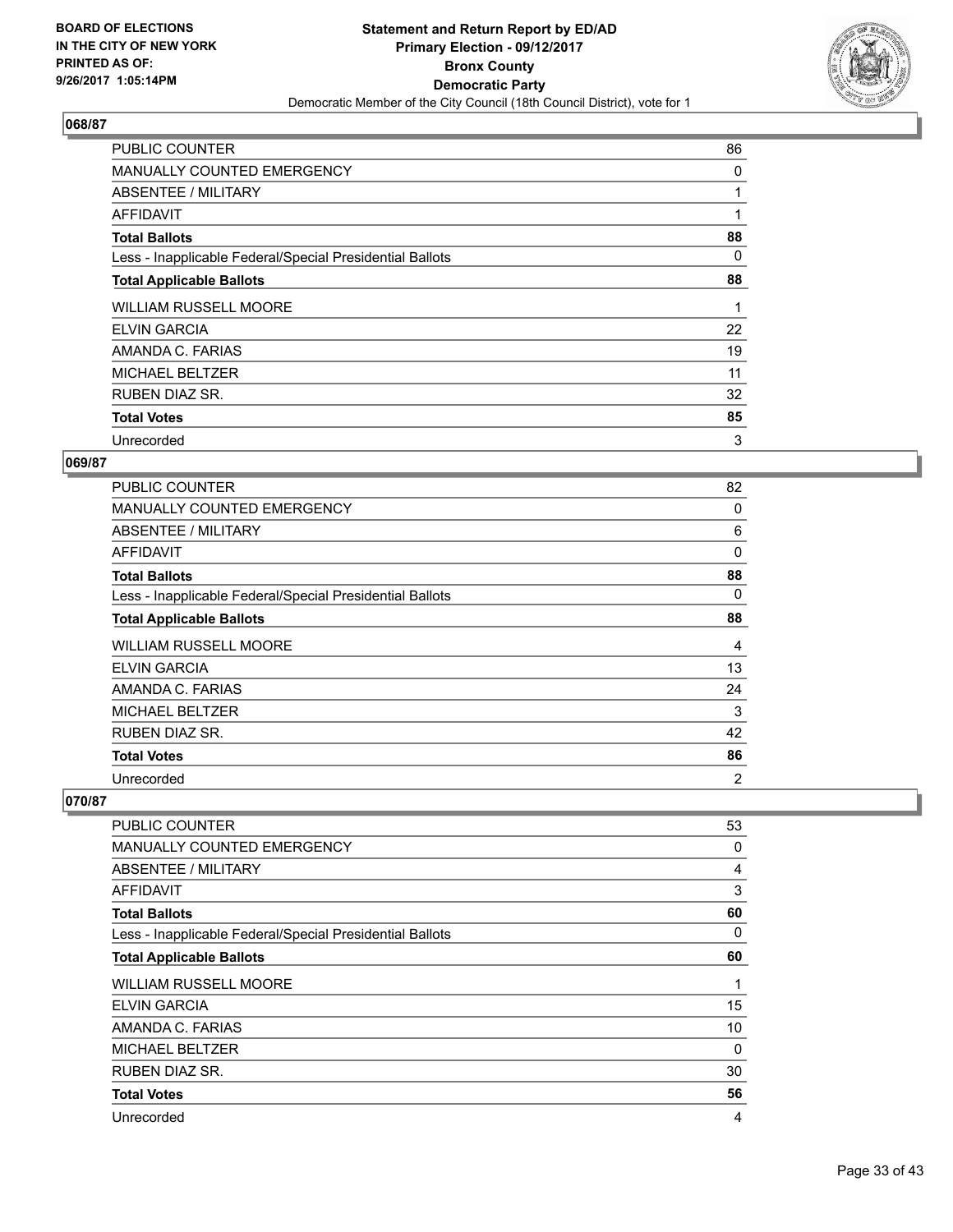BOARD OF ELECTIONS
IN THE CITY OF NEW YORK
PRINTED AS OF:
9/26/2017 1:05:14PM

**Statement and Return Report by ED/AD**
**Primary Election - 09/12/2017**
**Bronx County**
**Democratic Party**
Democratic Member of the City Council (18th Council District), vote for 1

## 068/87

| | |
|---|---|
| PUBLIC COUNTER | 86 |
| MANUALLY COUNTED EMERGENCY | 0 |
| ABSENTEE / MILITARY | 1 |
| AFFIDAVIT | 1 |
| **Total Ballots** | **88** |
| Less - Inapplicable Federal/Special Presidential Ballots | 0 |
| **Total Applicable Ballots** | **88** |
| WILLIAM RUSSELL MOORE | 1 |
| ELVIN GARCIA | 22 |
| AMANDA C. FARIAS | 19 |
| MICHAEL BELTZER | 11 |
| RUBEN DIAZ SR. | 32 |
| **Total Votes** | **85** |
| Unrecorded | 3 |

## 069/87

| | |
|---|---|
| PUBLIC COUNTER | 82 |
| MANUALLY COUNTED EMERGENCY | 0 |
| ABSENTEE / MILITARY | 6 |
| AFFIDAVIT | 0 |
| **Total Ballots** | **88** |
| Less - Inapplicable Federal/Special Presidential Ballots | 0 |
| **Total Applicable Ballots** | **88** |
| WILLIAM RUSSELL MOORE | 4 |
| ELVIN GARCIA | 13 |
| AMANDA C. FARIAS | 24 |
| MICHAEL BELTZER | 3 |
| RUBEN DIAZ SR. | 42 |
| **Total Votes** | **86** |
| Unrecorded | 2 |

## 070/87

| | |
|---|---|
| PUBLIC COUNTER | 53 |
| MANUALLY COUNTED EMERGENCY | 0 |
| ABSENTEE / MILITARY | 4 |
| AFFIDAVIT | 3 |
| **Total Ballots** | **60** |
| Less - Inapplicable Federal/Special Presidential Ballots | 0 |
| **Total Applicable Ballots** | **60** |
| WILLIAM RUSSELL MOORE | 1 |
| ELVIN GARCIA | 15 |
| AMANDA C. FARIAS | 10 |
| MICHAEL BELTZER | 0 |
| RUBEN DIAZ SR. | 30 |
| **Total Votes** | **56** |
| Unrecorded | 4 |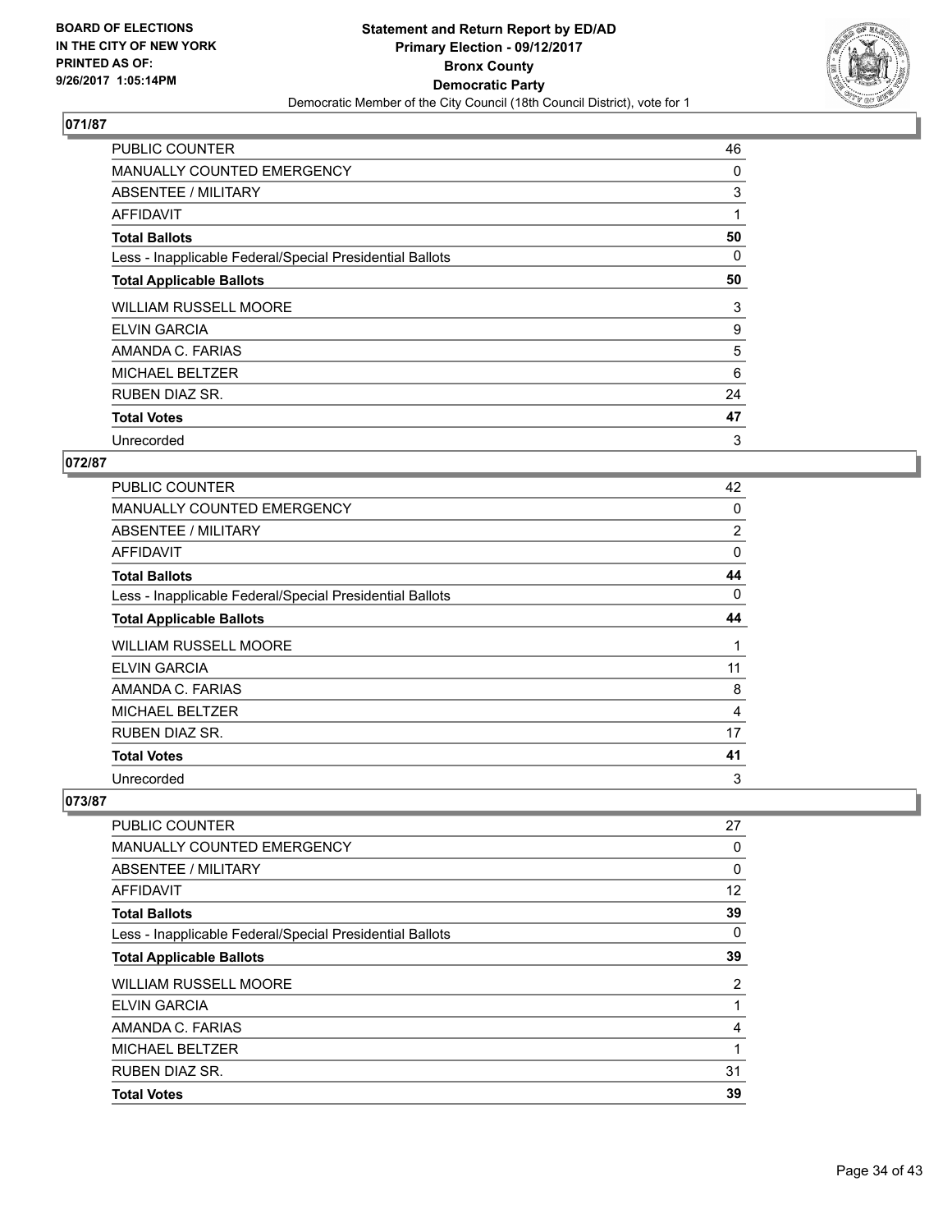### 071/87

| | |
|---|---|
| PUBLIC COUNTER | 46 |
| MANUALLY COUNTED EMERGENCY | 0 |
| ABSENTEE / MILITARY | 3 |
| AFFIDAVIT | 1 |
| **Total Ballots** | **50** |
| Less - Inapplicable Federal/Special Presidential Ballots | 0 |
| **Total Applicable Ballots** | **50** |
| WILLIAM RUSSELL MOORE | 3 |
| ELVIN GARCIA | 9 |
| AMANDA C. FARIAS | 5 |
| MICHAEL BELTZER | 6 |
| RUBEN DIAZ SR. | 24 |
| **Total Votes** | **47** |
| Unrecorded | 3 |

### 072/87

| | |
|---|---|
| PUBLIC COUNTER | 42 |
| MANUALLY COUNTED EMERGENCY | 0 |
| ABSENTEE / MILITARY | 2 |
| AFFIDAVIT | 0 |
| **Total Ballots** | **44** |
| Less - Inapplicable Federal/Special Presidential Ballots | 0 |
| **Total Applicable Ballots** | **44** |
| WILLIAM RUSSELL MOORE | 1 |
| ELVIN GARCIA | 11 |
| AMANDA C. FARIAS | 8 |
| MICHAEL BELTZER | 4 |
| RUBEN DIAZ SR. | 17 |
| **Total Votes** | **41** |
| Unrecorded | 3 |

### 073/87

| | |
|---|---|
| PUBLIC COUNTER | 27 |
| MANUALLY COUNTED EMERGENCY | 0 |
| ABSENTEE / MILITARY | 0 |
| AFFIDAVIT | 12 |
| **Total Ballots** | **39** |
| Less - Inapplicable Federal/Special Presidential Ballots | 0 |
| **Total Applicable Ballots** | **39** |
| WILLIAM RUSSELL MOORE | 2 |
| ELVIN GARCIA | 1 |
| AMANDA C. FARIAS | 4 |
| MICHAEL BELTZER | 1 |
| RUBEN DIAZ SR. | 31 |
| **Total Votes** | **39** |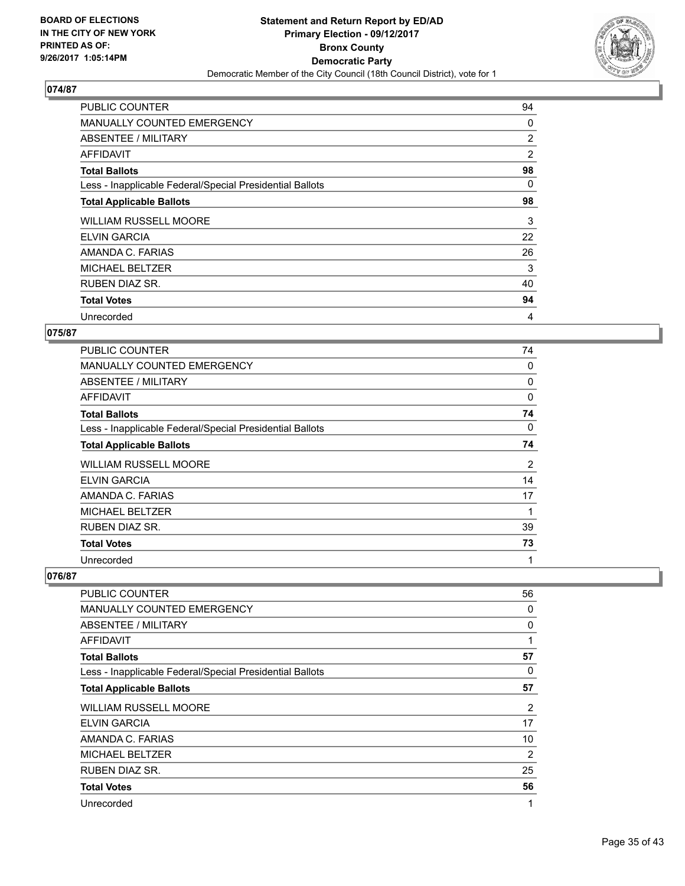**BOARD OF ELECTIONS IN THE CITY OF NEW YORK PRINTED AS OF: 9/26/2017 1:05:14PM**

**Statement and Return Report by ED/AD Primary Election - 09/12/2017 Bronx County Democratic Party**

Democratic Member of the City Council (18th Council District), vote for 1

### 074/87

| | |
|---|---|
| PUBLIC COUNTER | 94 |
| MANUALLY COUNTED EMERGENCY | 0 |
| ABSENTEE / MILITARY | 2 |
| AFFIDAVIT | 2 |
| **Total Ballots** | **98** |
| Less - Inapplicable Federal/Special Presidential Ballots | 0 |
| **Total Applicable Ballots** | **98** |
| WILLIAM RUSSELL MOORE | 3 |
| ELVIN GARCIA | 22 |
| AMANDA C. FARIAS | 26 |
| MICHAEL BELTZER | 3 |
| RUBEN DIAZ SR. | 40 |
| **Total Votes** | **94** |
| Unrecorded | 4 |

### 075/87

| | |
|---|---|
| PUBLIC COUNTER | 74 |
| MANUALLY COUNTED EMERGENCY | 0 |
| ABSENTEE / MILITARY | 0 |
| AFFIDAVIT | 0 |
| **Total Ballots** | **74** |
| Less - Inapplicable Federal/Special Presidential Ballots | 0 |
| **Total Applicable Ballots** | **74** |
| WILLIAM RUSSELL MOORE | 2 |
| ELVIN GARCIA | 14 |
| AMANDA C. FARIAS | 17 |
| MICHAEL BELTZER | 1 |
| RUBEN DIAZ SR. | 39 |
| **Total Votes** | **73** |
| Unrecorded | 1 |

### 076/87

| | |
|---|---|
| PUBLIC COUNTER | 56 |
| MANUALLY COUNTED EMERGENCY | 0 |
| ABSENTEE / MILITARY | 0 |
| AFFIDAVIT | 1 |
| **Total Ballots** | **57** |
| Less - Inapplicable Federal/Special Presidential Ballots | 0 |
| **Total Applicable Ballots** | **57** |
| WILLIAM RUSSELL MOORE | 2 |
| ELVIN GARCIA | 17 |
| AMANDA C. FARIAS | 10 |
| MICHAEL BELTZER | 2 |
| RUBEN DIAZ SR. | 25 |
| **Total Votes** | **56** |
| Unrecorded | 1 |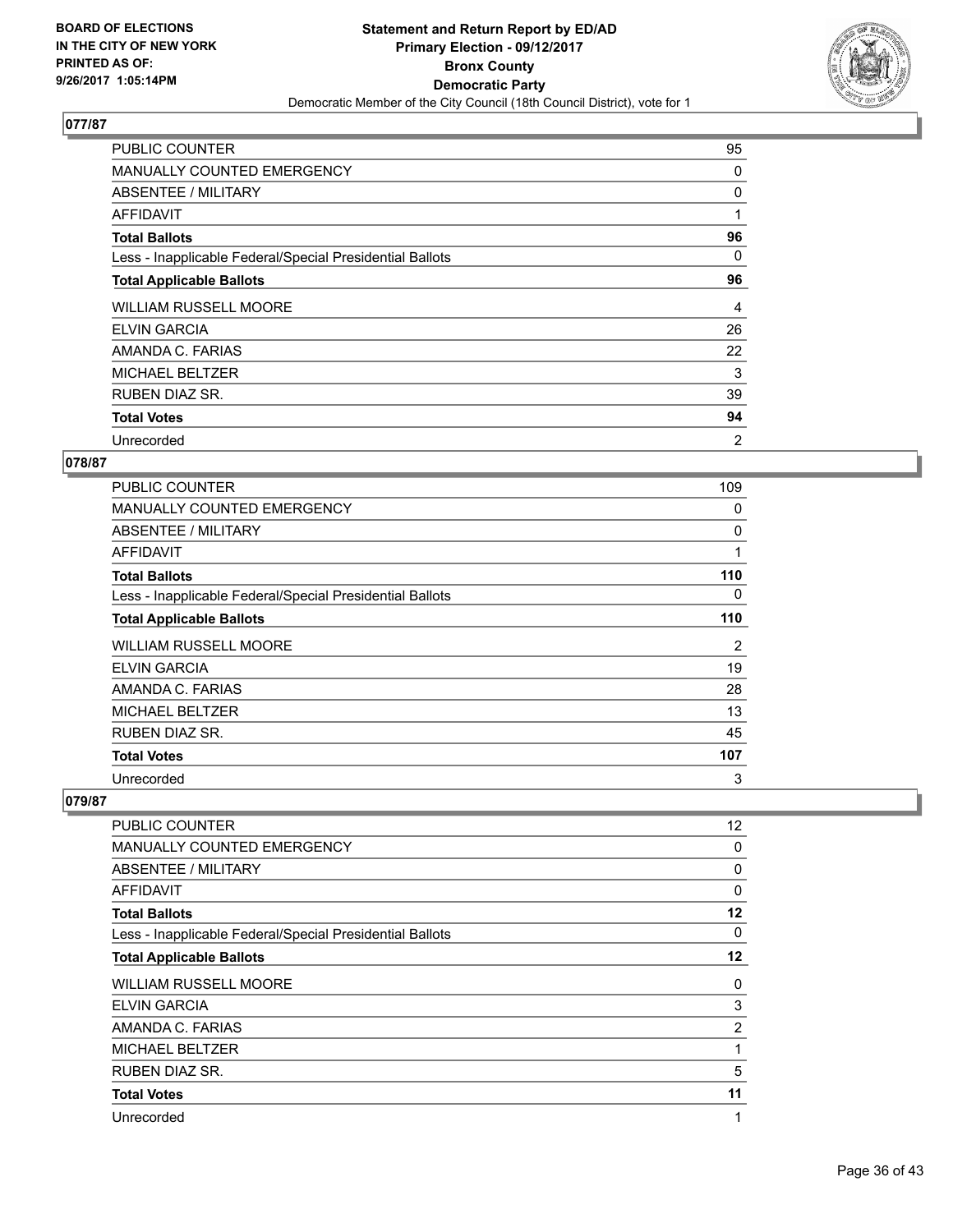BOARD OF ELECTIONS
IN THE CITY OF NEW YORK
PRINTED AS OF:
9/26/2017 1:05:14PM

**Statement and Return Report by ED/AD**
**Primary Election - 09/12/2017**
**Bronx County**
**Democratic Party**
Democratic Member of the City Council (18th Council District), vote for 1

### 077/87

| | |
|---|---|
| PUBLIC COUNTER | 95 |
| MANUALLY COUNTED EMERGENCY | 0 |
| ABSENTEE / MILITARY | 0 |
| AFFIDAVIT | 1 |
| **Total Ballots** | **96** |
| Less - Inapplicable Federal/Special Presidential Ballots | 0 |
| **Total Applicable Ballots** | **96** |
| WILLIAM RUSSELL MOORE | 4 |
| ELVIN GARCIA | 26 |
| AMANDA C. FARIAS | 22 |
| MICHAEL BELTZER | 3 |
| RUBEN DIAZ SR. | 39 |
| **Total Votes** | **94** |
| Unrecorded | 2 |

### 078/87

| | |
|---|---|
| PUBLIC COUNTER | 109 |
| MANUALLY COUNTED EMERGENCY | 0 |
| ABSENTEE / MILITARY | 0 |
| AFFIDAVIT | 1 |
| **Total Ballots** | **110** |
| Less - Inapplicable Federal/Special Presidential Ballots | 0 |
| **Total Applicable Ballots** | **110** |
| WILLIAM RUSSELL MOORE | 2 |
| ELVIN GARCIA | 19 |
| AMANDA C. FARIAS | 28 |
| MICHAEL BELTZER | 13 |
| RUBEN DIAZ SR. | 45 |
| **Total Votes** | **107** |
| Unrecorded | 3 |

### 079/87

| | |
|---|---|
| PUBLIC COUNTER | 12 |
| MANUALLY COUNTED EMERGENCY | 0 |
| ABSENTEE / MILITARY | 0 |
| AFFIDAVIT | 0 |
| **Total Ballots** | **12** |
| Less - Inapplicable Federal/Special Presidential Ballots | 0 |
| **Total Applicable Ballots** | **12** |
| WILLIAM RUSSELL MOORE | 0 |
| ELVIN GARCIA | 3 |
| AMANDA C. FARIAS | 2 |
| MICHAEL BELTZER | 1 |
| RUBEN DIAZ SR. | 5 |
| **Total Votes** | **11** |
| Unrecorded | 1 |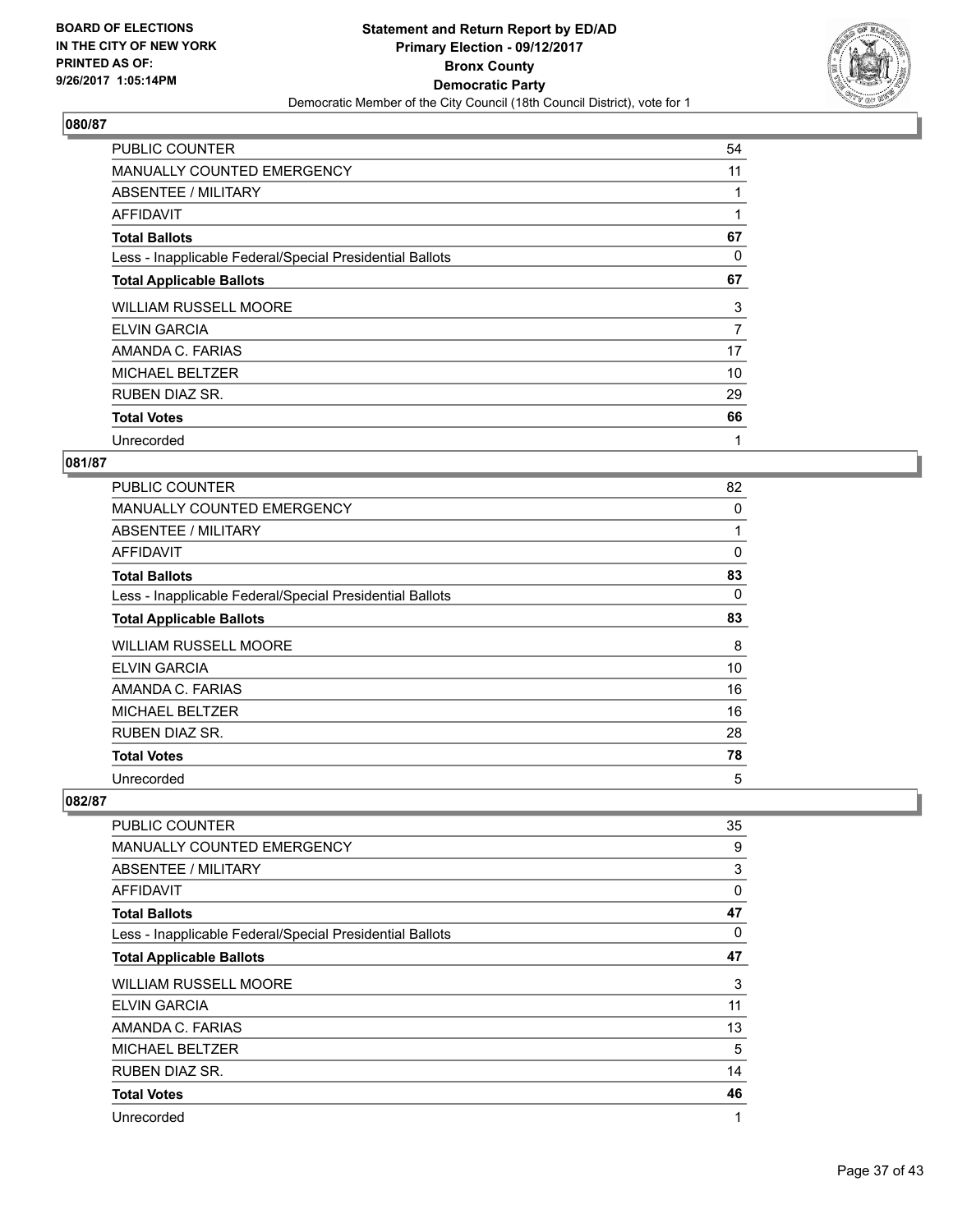**BOARD OF ELECTIONS IN THE CITY OF NEW YORK PRINTED AS OF: 9/26/2017 1:05:14PM**

# Statement and Return Report by ED/AD
## Primary Election - 09/12/2017
## Bronx County
## Democratic Party
### Democratic Member of the City Council (18th Council District), vote for 1

**080/87**

| | |
|---|---|
| PUBLIC COUNTER | 54 |
| MANUALLY COUNTED EMERGENCY | 11 |
| ABSENTEE / MILITARY | 1 |
| AFFIDAVIT | 1 |
| **Total Ballots** | **67** |
| Less - Inapplicable Federal/Special Presidential Ballots | 0 |
| **Total Applicable Ballots** | **67** |
| WILLIAM RUSSELL MOORE | 3 |
| ELVIN GARCIA | 7 |
| AMANDA C. FARIAS | 17 |
| MICHAEL BELTZER | 10 |
| RUBEN DIAZ SR. | 29 |
| **Total Votes** | **66** |
| Unrecorded | 1 |

**081/87**

| | |
|---|---|
| PUBLIC COUNTER | 82 |
| MANUALLY COUNTED EMERGENCY | 0 |
| ABSENTEE / MILITARY | 1 |
| AFFIDAVIT | 0 |
| **Total Ballots** | **83** |
| Less - Inapplicable Federal/Special Presidential Ballots | 0 |
| **Total Applicable Ballots** | **83** |
| WILLIAM RUSSELL MOORE | 8 |
| ELVIN GARCIA | 10 |
| AMANDA C. FARIAS | 16 |
| MICHAEL BELTZER | 16 |
| RUBEN DIAZ SR. | 28 |
| **Total Votes** | **78** |
| Unrecorded | 5 |

**082/87**

| | |
|---|---|
| PUBLIC COUNTER | 35 |
| MANUALLY COUNTED EMERGENCY | 9 |
| ABSENTEE / MILITARY | 3 |
| AFFIDAVIT | 0 |
| **Total Ballots** | **47** |
| Less - Inapplicable Federal/Special Presidential Ballots | 0 |
| **Total Applicable Ballots** | **47** |
| WILLIAM RUSSELL MOORE | 3 |
| ELVIN GARCIA | 11 |
| AMANDA C. FARIAS | 13 |
| MICHAEL BELTZER | 5 |
| RUBEN DIAZ SR. | 14 |
| **Total Votes** | **46** |
| Unrecorded | 1 |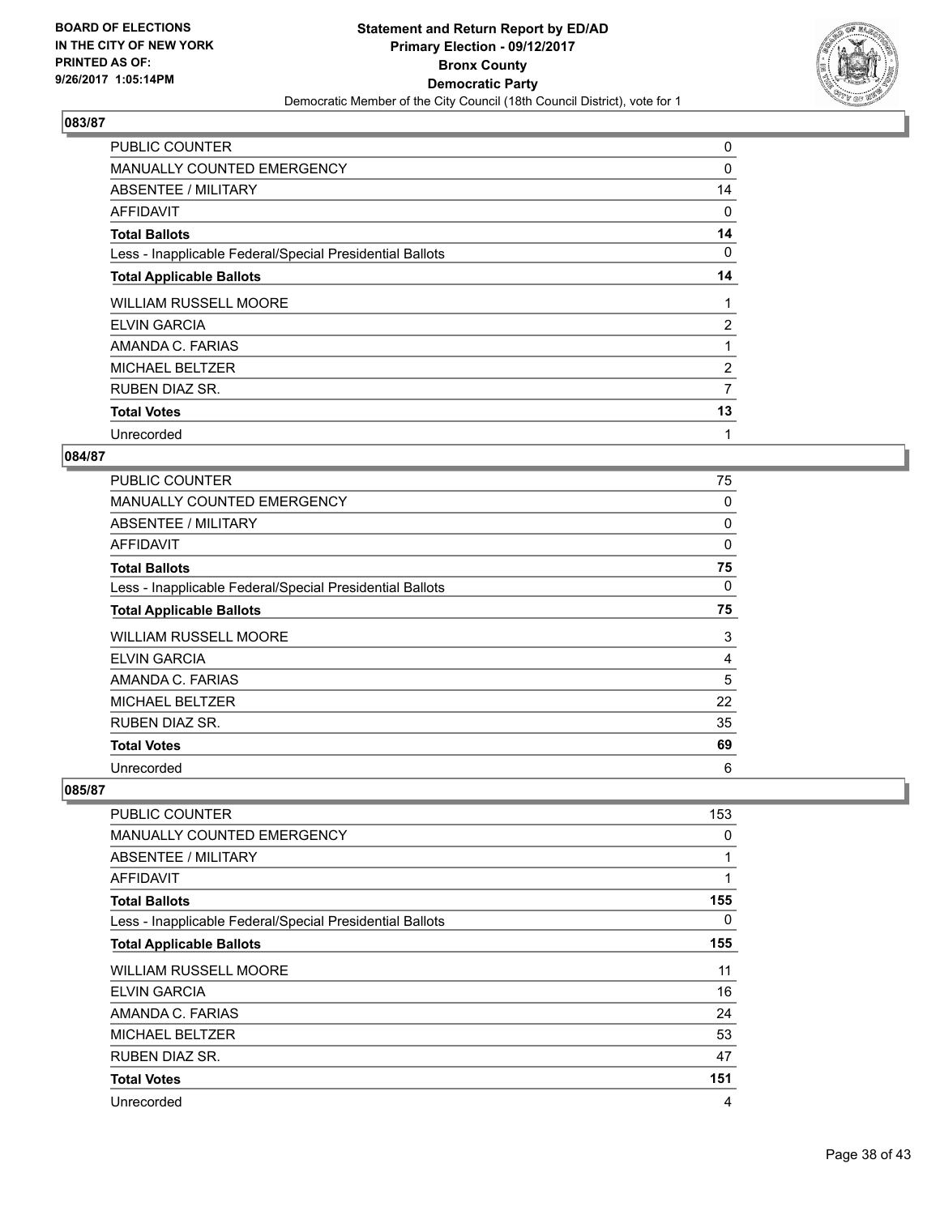**Statement and Return Report by ED/AD**
**Primary Election - 09/12/2017**
**Bronx County**
**Democratic Party**
Democratic Member of the City Council (18th Council District), vote for 1

BOARD OF ELECTIONS IN THE CITY OF NEW YORK PRINTED AS OF: 9/26/2017 1:05:14PM

### 083/87

| | |
|---|---|
| PUBLIC COUNTER | 0 |
| MANUALLY COUNTED EMERGENCY | 0 |
| ABSENTEE / MILITARY | 14 |
| AFFIDAVIT | 0 |
| **Total Ballots** | **14** |
| Less - Inapplicable Federal/Special Presidential Ballots | 0 |
| **Total Applicable Ballots** | **14** |
| WILLIAM RUSSELL MOORE | 1 |
| ELVIN GARCIA | 2 |
| AMANDA C. FARIAS | 1 |
| MICHAEL BELTZER | 2 |
| RUBEN DIAZ SR. | 7 |
| **Total Votes** | **13** |
| Unrecorded | 1 |

### 084/87

| | |
|---|---|
| PUBLIC COUNTER | 75 |
| MANUALLY COUNTED EMERGENCY | 0 |
| ABSENTEE / MILITARY | 0 |
| AFFIDAVIT | 0 |
| **Total Ballots** | **75** |
| Less - Inapplicable Federal/Special Presidential Ballots | 0 |
| **Total Applicable Ballots** | **75** |
| WILLIAM RUSSELL MOORE | 3 |
| ELVIN GARCIA | 4 |
| AMANDA C. FARIAS | 5 |
| MICHAEL BELTZER | 22 |
| RUBEN DIAZ SR. | 35 |
| **Total Votes** | **69** |
| Unrecorded | 6 |

### 085/87

| | |
|---|---|
| PUBLIC COUNTER | 153 |
| MANUALLY COUNTED EMERGENCY | 0 |
| ABSENTEE / MILITARY | 1 |
| AFFIDAVIT | 1 |
| **Total Ballots** | **155** |
| Less - Inapplicable Federal/Special Presidential Ballots | 0 |
| **Total Applicable Ballots** | **155** |
| WILLIAM RUSSELL MOORE | 11 |
| ELVIN GARCIA | 16 |
| AMANDA C. FARIAS | 24 |
| MICHAEL BELTZER | 53 |
| RUBEN DIAZ SR. | 47 |
| **Total Votes** | **151** |
| Unrecorded | 4 |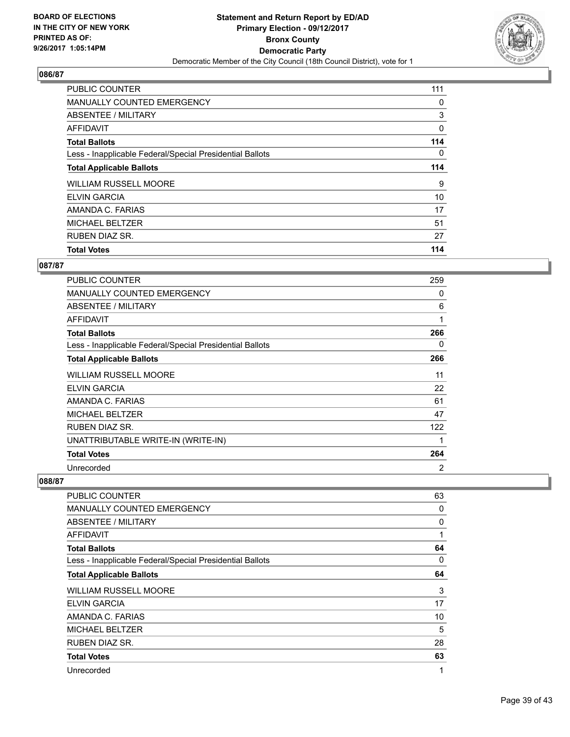BOARD OF ELECTIONS
IN THE CITY OF NEW YORK
PRINTED AS OF:
9/26/2017 1:05:14PM

# Statement and Return Report by ED/AD
## Primary Election - 09/12/2017
## Bronx County
## Democratic Party
Democratic Member of the City Council (18th Council District), vote for 1

### 086/87

| | |
|---|---|
| PUBLIC COUNTER | 111 |
| MANUALLY COUNTED EMERGENCY | 0 |
| ABSENTEE / MILITARY | 3 |
| AFFIDAVIT | 0 |
| **Total Ballots** | **114** |
| Less - Inapplicable Federal/Special Presidential Ballots | 0 |
| **Total Applicable Ballots** | **114** |
| WILLIAM RUSSELL MOORE | 9 |
| ELVIN GARCIA | 10 |
| AMANDA C. FARIAS | 17 |
| MICHAEL BELTZER | 51 |
| RUBEN DIAZ SR. | 27 |
| **Total Votes** | **114** |

### 087/87

| | |
|---|---|
| PUBLIC COUNTER | 259 |
| MANUALLY COUNTED EMERGENCY | 0 |
| ABSENTEE / MILITARY | 6 |
| AFFIDAVIT | 1 |
| **Total Ballots** | **266** |
| Less - Inapplicable Federal/Special Presidential Ballots | 0 |
| **Total Applicable Ballots** | **266** |
| WILLIAM RUSSELL MOORE | 11 |
| ELVIN GARCIA | 22 |
| AMANDA C. FARIAS | 61 |
| MICHAEL BELTZER | 47 |
| RUBEN DIAZ SR. | 122 |
| UNATTRIBUTABLE WRITE-IN (WRITE-IN) | 1 |
| **Total Votes** | **264** |
| Unrecorded | 2 |

### 088/87

| | |
|---|---|
| PUBLIC COUNTER | 63 |
| MANUALLY COUNTED EMERGENCY | 0 |
| ABSENTEE / MILITARY | 0 |
| AFFIDAVIT | 1 |
| **Total Ballots** | **64** |
| Less - Inapplicable Federal/Special Presidential Ballots | 0 |
| **Total Applicable Ballots** | **64** |
| WILLIAM RUSSELL MOORE | 3 |
| ELVIN GARCIA | 17 |
| AMANDA C. FARIAS | 10 |
| MICHAEL BELTZER | 5 |
| RUBEN DIAZ SR. | 28 |
| **Total Votes** | **63** |
| Unrecorded | 1 |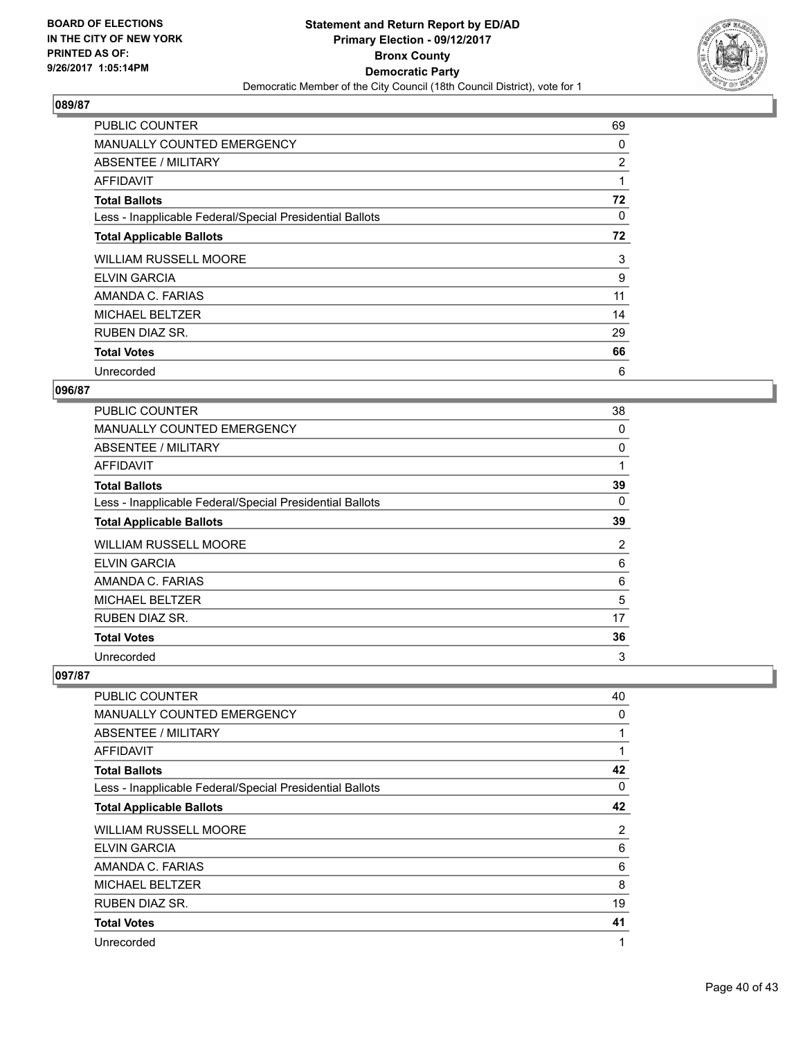## 089/87

| | |
|---|---|
| PUBLIC COUNTER | 69 |
| MANUALLY COUNTED EMERGENCY | 0 |
| ABSENTEE / MILITARY | 2 |
| AFFIDAVIT | 1 |
| **Total Ballots** | **72** |
| Less - Inapplicable Federal/Special Presidential Ballots | 0 |
| **Total Applicable Ballots** | **72** |
| WILLIAM RUSSELL MOORE | 3 |
| ELVIN GARCIA | 9 |
| AMANDA C. FARIAS | 11 |
| MICHAEL BELTZER | 14 |
| RUBEN DIAZ SR. | 29 |
| **Total Votes** | **66** |
| Unrecorded | 6 |

## 096/87

| | |
|---|---|
| PUBLIC COUNTER | 38 |
| MANUALLY COUNTED EMERGENCY | 0 |
| ABSENTEE / MILITARY | 0 |
| AFFIDAVIT | 1 |
| **Total Ballots** | **39** |
| Less - Inapplicable Federal/Special Presidential Ballots | 0 |
| **Total Applicable Ballots** | **39** |
| WILLIAM RUSSELL MOORE | 2 |
| ELVIN GARCIA | 6 |
| AMANDA C. FARIAS | 6 |
| MICHAEL BELTZER | 5 |
| RUBEN DIAZ SR. | 17 |
| **Total Votes** | **36** |
| Unrecorded | 3 |

## 097/87

| | |
|---|---|
| PUBLIC COUNTER | 40 |
| MANUALLY COUNTED EMERGENCY | 0 |
| ABSENTEE / MILITARY | 1 |
| AFFIDAVIT | 1 |
| **Total Ballots** | **42** |
| Less - Inapplicable Federal/Special Presidential Ballots | 0 |
| **Total Applicable Ballots** | **42** |
| WILLIAM RUSSELL MOORE | 2 |
| ELVIN GARCIA | 6 |
| AMANDA C. FARIAS | 6 |
| MICHAEL BELTZER | 8 |
| RUBEN DIAZ SR. | 19 |
| **Total Votes** | **41** |
| Unrecorded | 1 |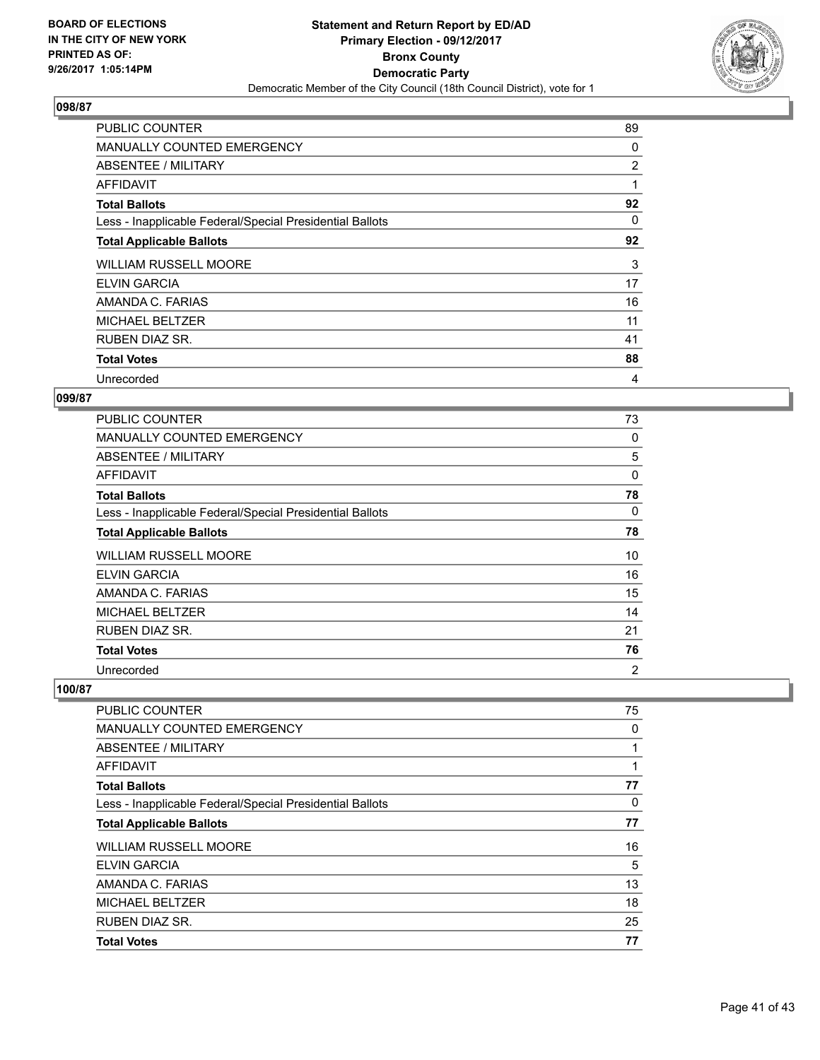## 098/87

| | |
|---|---|
| PUBLIC COUNTER | 89 |
| MANUALLY COUNTED EMERGENCY | 0 |
| ABSENTEE / MILITARY | 2 |
| AFFIDAVIT | 1 |
| **Total Ballots** | **92** |
| Less - Inapplicable Federal/Special Presidential Ballots | 0 |
| **Total Applicable Ballots** | **92** |
| WILLIAM RUSSELL MOORE | 3 |
| ELVIN GARCIA | 17 |
| AMANDA C. FARIAS | 16 |
| MICHAEL BELTZER | 11 |
| RUBEN DIAZ SR. | 41 |
| **Total Votes** | **88** |
| Unrecorded | 4 |

## 099/87

| | |
|---|---|
| PUBLIC COUNTER | 73 |
| MANUALLY COUNTED EMERGENCY | 0 |
| ABSENTEE / MILITARY | 5 |
| AFFIDAVIT | 0 |
| **Total Ballots** | **78** |
| Less - Inapplicable Federal/Special Presidential Ballots | 0 |
| **Total Applicable Ballots** | **78** |
| WILLIAM RUSSELL MOORE | 10 |
| ELVIN GARCIA | 16 |
| AMANDA C. FARIAS | 15 |
| MICHAEL BELTZER | 14 |
| RUBEN DIAZ SR. | 21 |
| **Total Votes** | **76** |
| Unrecorded | 2 |

## 100/87

| | |
|---|---|
| PUBLIC COUNTER | 75 |
| MANUALLY COUNTED EMERGENCY | 0 |
| ABSENTEE / MILITARY | 1 |
| AFFIDAVIT | 1 |
| **Total Ballots** | **77** |
| Less - Inapplicable Federal/Special Presidential Ballots | 0 |
| **Total Applicable Ballots** | **77** |
| WILLIAM RUSSELL MOORE | 16 |
| ELVIN GARCIA | 5 |
| AMANDA C. FARIAS | 13 |
| MICHAEL BELTZER | 18 |
| RUBEN DIAZ SR. | 25 |
| **Total Votes** | **77** |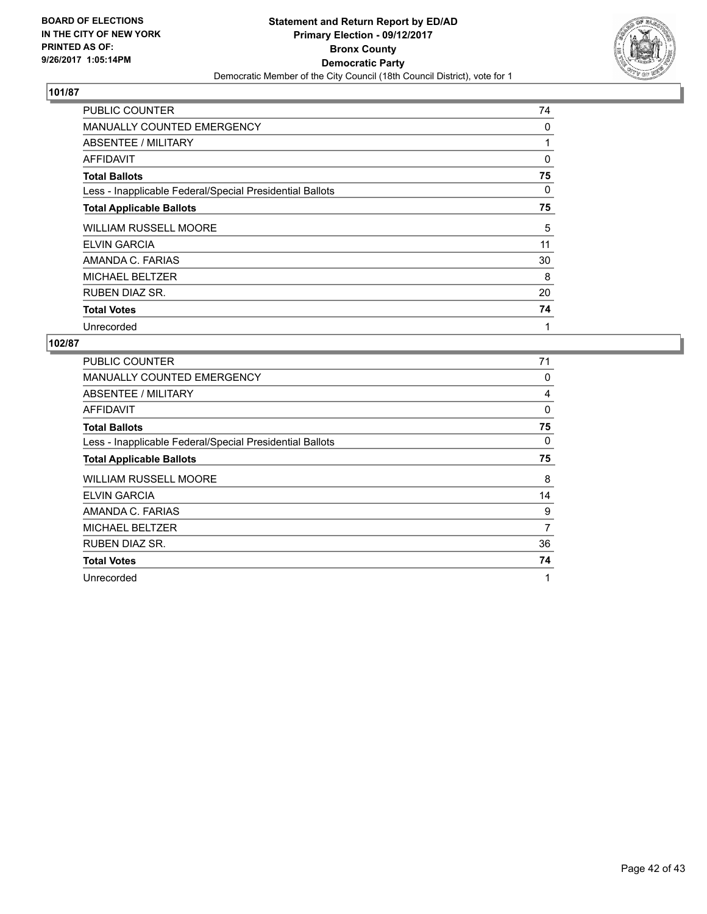**BOARD OF ELECTIONS IN THE CITY OF NEW YORK PRINTED AS OF: 9/26/2017 1:05:14PM**

**Statement and Return Report by ED/AD**
**Primary Election - 09/12/2017**
**Bronx County**
**Democratic Party**
Democratic Member of the City Council (18th Council District), vote for 1

## 101/87

| | |
|---|---|
| PUBLIC COUNTER | 74 |
| MANUALLY COUNTED EMERGENCY | 0 |
| ABSENTEE / MILITARY | 1 |
| AFFIDAVIT | 0 |
| **Total Ballots** | **75** |
| Less - Inapplicable Federal/Special Presidential Ballots | 0 |
| **Total Applicable Ballots** | **75** |
| WILLIAM RUSSELL MOORE | 5 |
| ELVIN GARCIA | 11 |
| AMANDA C. FARIAS | 30 |
| MICHAEL BELTZER | 8 |
| RUBEN DIAZ SR. | 20 |
| **Total Votes** | **74** |
| Unrecorded | 1 |

## 102/87

| | |
|---|---|
| PUBLIC COUNTER | 71 |
| MANUALLY COUNTED EMERGENCY | 0 |
| ABSENTEE / MILITARY | 4 |
| AFFIDAVIT | 0 |
| **Total Ballots** | **75** |
| Less - Inapplicable Federal/Special Presidential Ballots | 0 |
| **Total Applicable Ballots** | **75** |
| WILLIAM RUSSELL MOORE | 8 |
| ELVIN GARCIA | 14 |
| AMANDA C. FARIAS | 9 |
| MICHAEL BELTZER | 7 |
| RUBEN DIAZ SR. | 36 |
| **Total Votes** | **74** |
| Unrecorded | 1 |